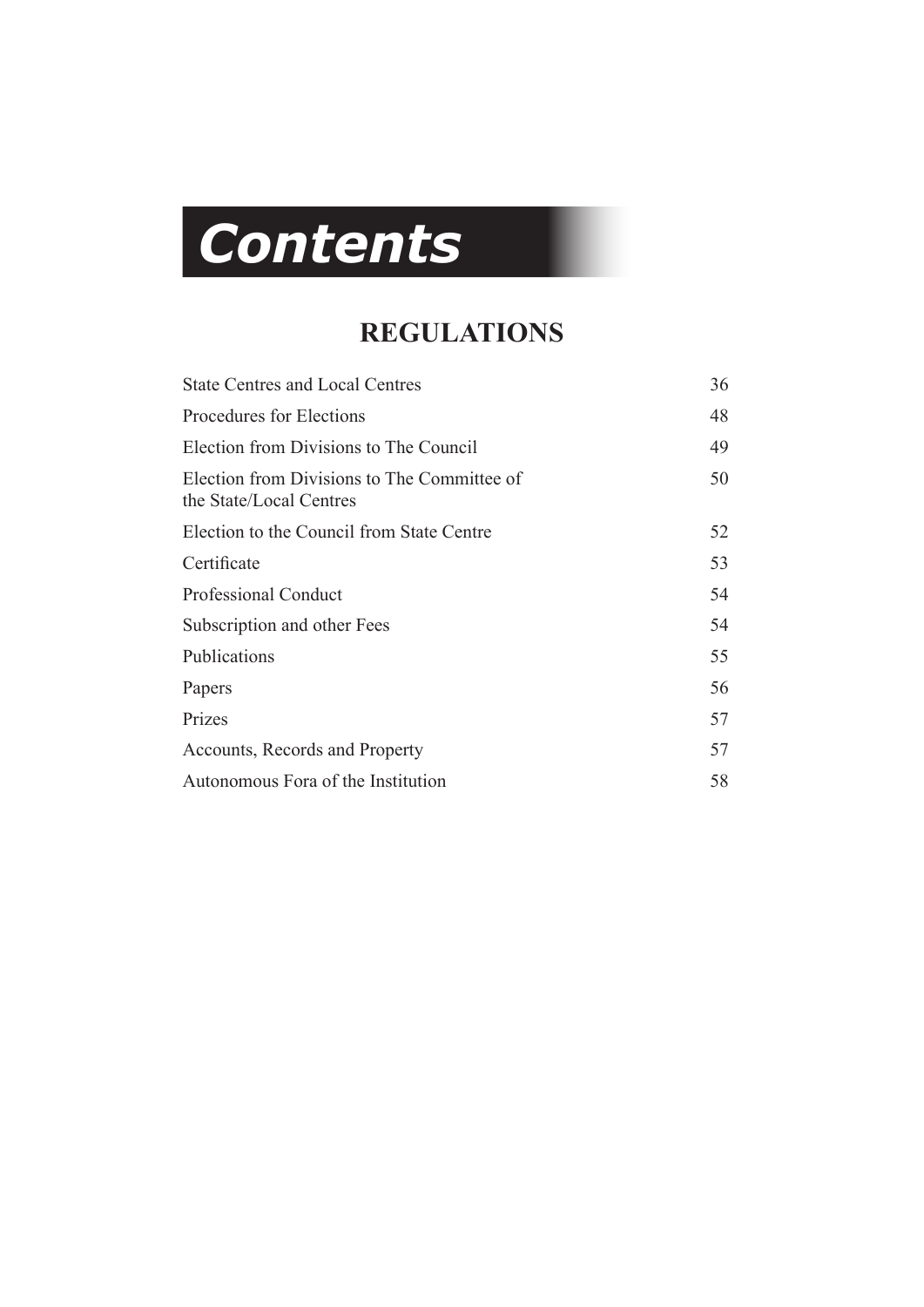# Contents

## REGULATIONS

| | |
|---|---|
| State Centres and Local Centres | 36 |
| Procedures for Elections | 48 |
| Election from Divisions to The Council | 49 |
| Election from Divisions to The Committee of the State/Local Centres | 50 |
| Election to the Council from State Centre | 52 |
| Certificate | 53 |
| Professional Conduct | 54 |
| Subscription and other Fees | 54 |
| Publications | 55 |
| Papers | 56 |
| Prizes | 57 |
| Accounts, Records and Property | 57 |
| Autonomous Fora of the Institution | 58 |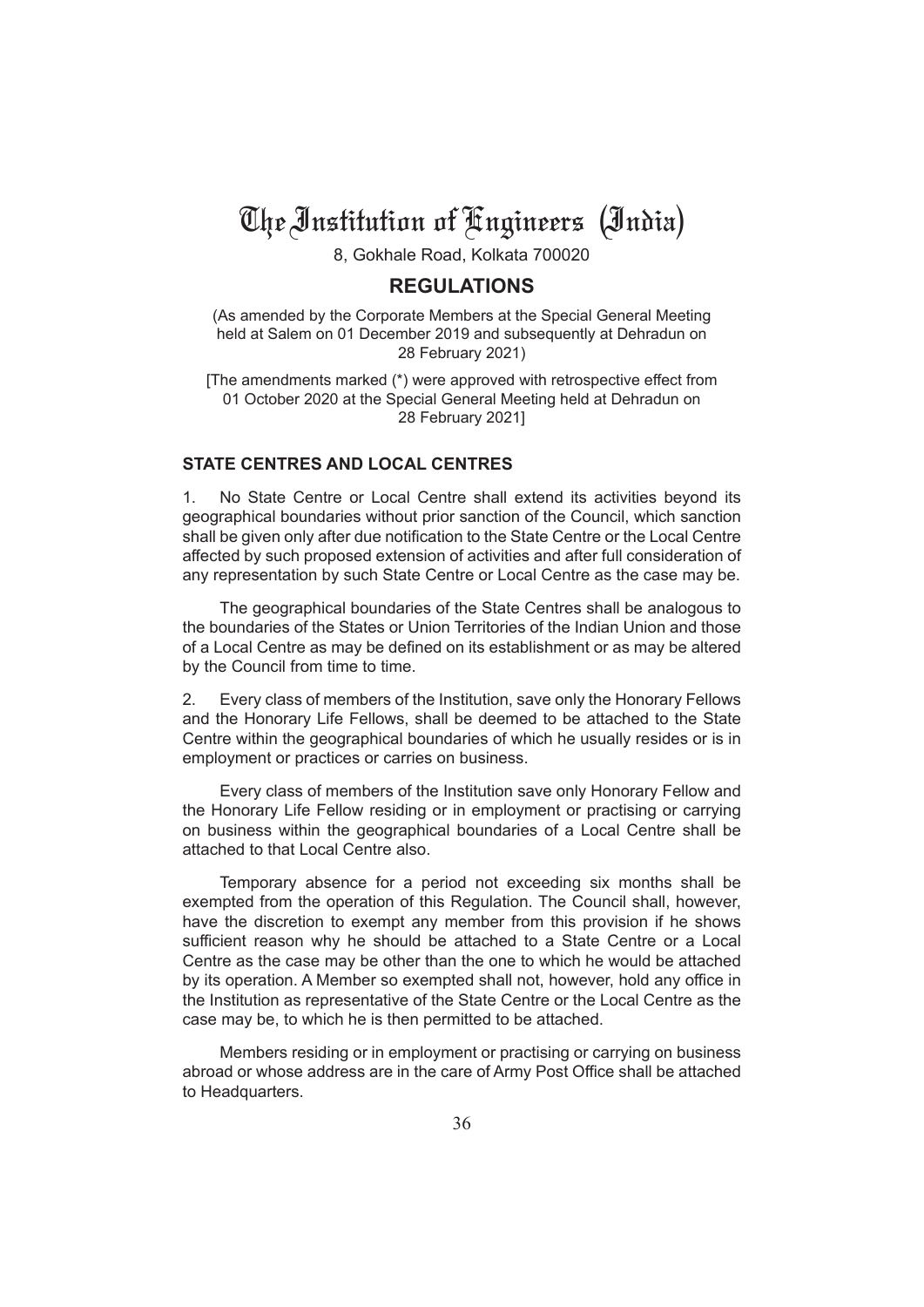# The Institution of Engineers (India)

8, Gokhale Road, Kolkata 700020

## REGULATIONS

(As amended by the Corporate Members at the Special General Meeting held at Salem on 01 December 2019 and subsequently at Dehradun on 28 February 2021)

[The amendments marked (*) were approved with retrospective effect from 01 October 2020 at the Special General Meeting held at Dehradun on 28 February 2021]

### STATE CENTRES AND LOCAL CENTRES

1. No State Centre or Local Centre shall extend its activities beyond its geographical boundaries without prior sanction of the Council, which sanction shall be given only after due notification to the State Centre or the Local Centre affected by such proposed extension of activities and after full consideration of any representation by such State Centre or Local Centre as the case may be.

The geographical boundaries of the State Centres shall be analogous to the boundaries of the States or Union Territories of the Indian Union and those of a Local Centre as may be defined on its establishment or as may be altered by the Council from time to time.

2. Every class of members of the Institution, save only the Honorary Fellows and the Honorary Life Fellows, shall be deemed to be attached to the State Centre within the geographical boundaries of which he usually resides or is in employment or practices or carries on business.

Every class of members of the Institution save only Honorary Fellow and the Honorary Life Fellow residing or in employment or practising or carrying on business within the geographical boundaries of a Local Centre shall be attached to that Local Centre also.

Temporary absence for a period not exceeding six months shall be exempted from the operation of this Regulation. The Council shall, however, have the discretion to exempt any member from this provision if he shows sufficient reason why he should be attached to a State Centre or a Local Centre as the case may be other than the one to which he would be attached by its operation. A Member so exempted shall not, however, hold any office in the Institution as representative of the State Centre or the Local Centre as the case may be, to which he is then permitted to be attached.

Members residing or in employment or practising or carrying on business abroad or whose address are in the care of Army Post Office shall be attached to Headquarters.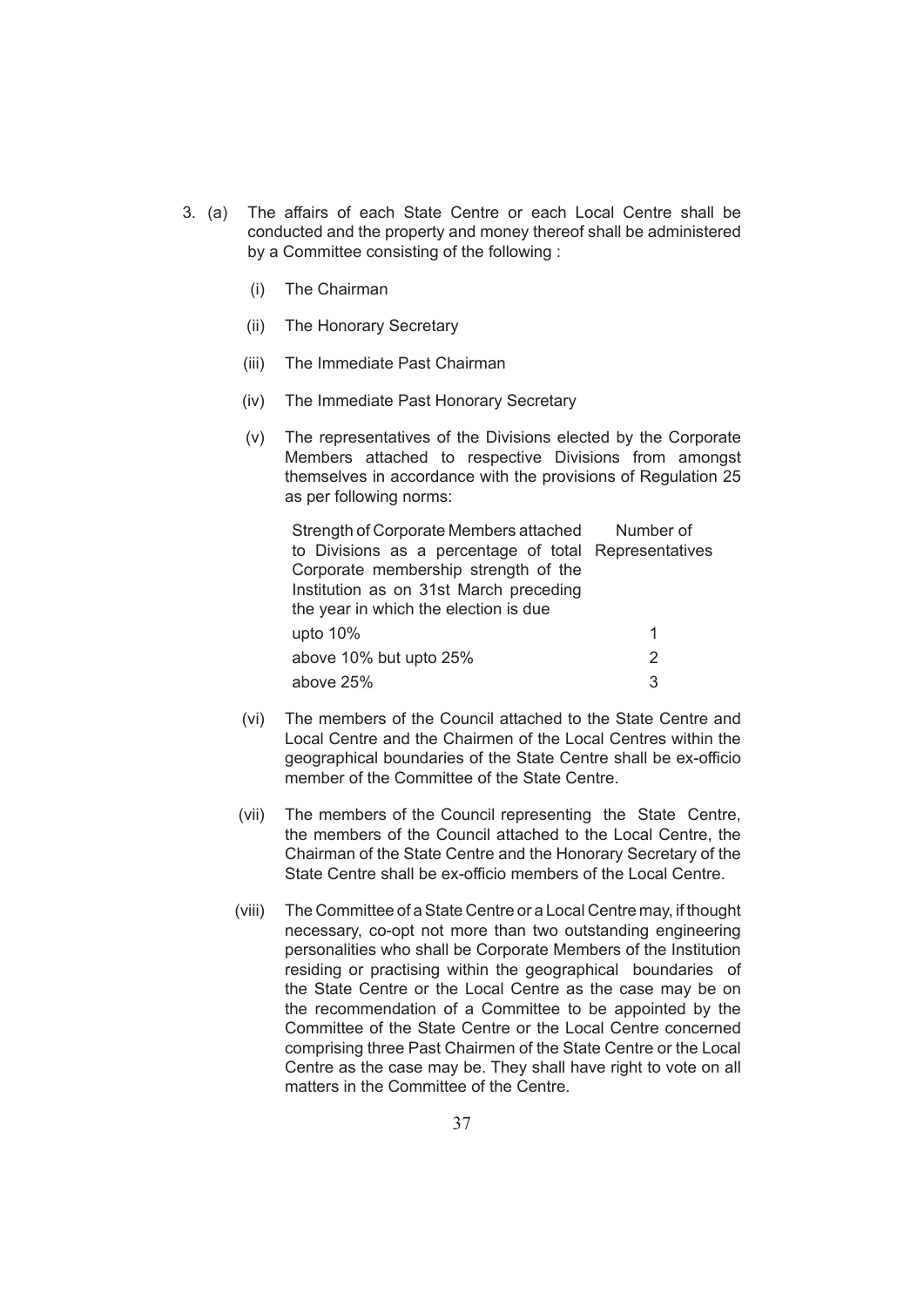3. (a) The affairs of each State Centre or each Local Centre shall be conducted and the property and money thereof shall be administered by a Committee consisting of the following :

   (i) The Chairman

   (ii) The Honorary Secretary

   (iii) The Immediate Past Chairman

   (iv) The Immediate Past Honorary Secretary

   (v) The representatives of the Divisions elected by the Corporate Members attached to respective Divisions from amongst themselves in accordance with the provisions of Regulation 25 as per following norms:

| Strength of Corporate Members attached to Divisions as a percentage of total Corporate membership strength of the Institution as on 31st March preceding the year in which the election is due | Number of Representatives |
|---|---|
| upto 10% | 1 |
| above 10% but upto 25% | 2 |
| above 25% | 3 |

   (vi) The members of the Council attached to the State Centre and Local Centre and the Chairmen of the Local Centres within the geographical boundaries of the State Centre shall be ex-officio member of the Committee of the State Centre.

   (vii) The members of the Council representing the State Centre, the members of the Council attached to the Local Centre, the Chairman of the State Centre and the Honorary Secretary of the State Centre shall be ex-officio members of the Local Centre.

   (viii) The Committee of a State Centre or a Local Centre may, if thought necessary, co-opt not more than two outstanding engineering personalities who shall be Corporate Members of the Institution residing or practising within the geographical boundaries of the State Centre or the Local Centre as the case may be on the recommendation of a Committee to be appointed by the Committee of the State Centre or the Local Centre concerned comprising three Past Chairmen of the State Centre or the Local Centre as the case may be. They shall have right to vote on all matters in the Committee of the Centre.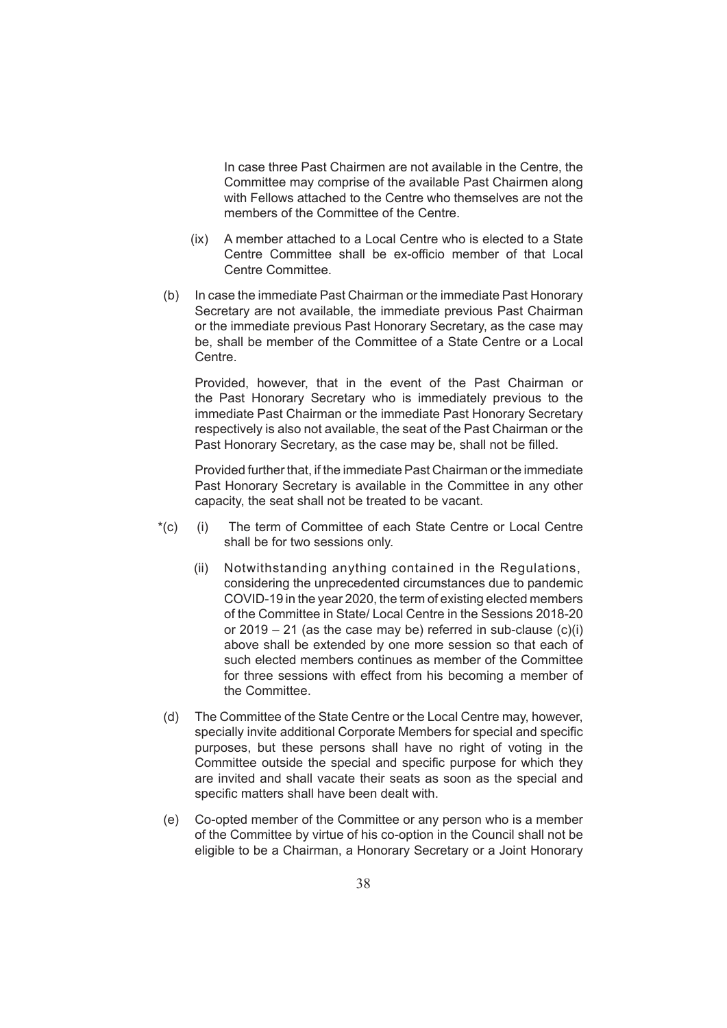In case three Past Chairmen are not available in the Centre, the Committee may comprise of the available Past Chairmen along with Fellows attached to the Centre who themselves are not the members of the Committee of the Centre.

(ix) A member attached to a Local Centre who is elected to a State Centre Committee shall be ex-officio member of that Local Centre Committee.

(b) In case the immediate Past Chairman or the immediate Past Honorary Secretary are not available, the immediate previous Past Chairman or the immediate previous Past Honorary Secretary, as the case may be, shall be member of the Committee of a State Centre or a Local Centre.

Provided, however, that in the event of the Past Chairman or the Past Honorary Secretary who is immediately previous to the immediate Past Chairman or the immediate Past Honorary Secretary respectively is also not available, the seat of the Past Chairman or the Past Honorary Secretary, as the case may be, shall not be filled.

Provided further that, if the immediate Past Chairman or the immediate Past Honorary Secretary is available in the Committee in any other capacity, the seat shall not be treated to be vacant.

*(c) (i) The term of Committee of each State Centre or Local Centre shall be for two sessions only.

(ii) Notwithstanding anything contained in the Regulations, considering the unprecedented circumstances due to pandemic COVID-19 in the year 2020, the term of existing elected members of the Committee in State/ Local Centre in the Sessions 2018-20 or 2019 – 21 (as the case may be) referred in sub-clause (c)(i) above shall be extended by one more session so that each of such elected members continues as member of the Committee for three sessions with effect from his becoming a member of the Committee.

(d) The Committee of the State Centre or the Local Centre may, however, specially invite additional Corporate Members for special and specific purposes, but these persons shall have no right of voting in the Committee outside the special and specific purpose for which they are invited and shall vacate their seats as soon as the special and specific matters shall have been dealt with.

(e) Co-opted member of the Committee or any person who is a member of the Committee by virtue of his co-option in the Council shall not be eligible to be a Chairman, a Honorary Secretary or a Joint Honorary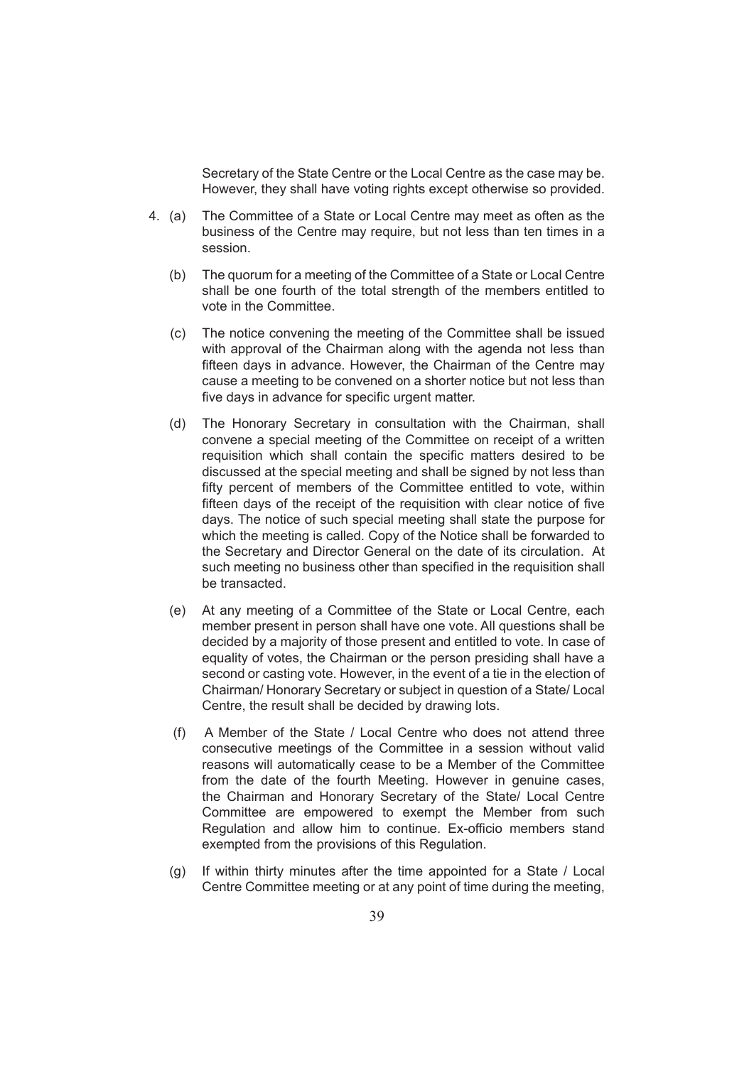Secretary of the State Centre or the Local Centre as the case may be. However, they shall have voting rights except otherwise so provided.

4. (a) The Committee of a State or Local Centre may meet as often as the business of the Centre may require, but not less than ten times in a session.

   (b) The quorum for a meeting of the Committee of a State or Local Centre shall be one fourth of the total strength of the members entitled to vote in the Committee.

   (c) The notice convening the meeting of the Committee shall be issued with approval of the Chairman along with the agenda not less than fifteen days in advance. However, the Chairman of the Centre may cause a meeting to be convened on a shorter notice but not less than five days in advance for specific urgent matter.

   (d) The Honorary Secretary in consultation with the Chairman, shall convene a special meeting of the Committee on receipt of a written requisition which shall contain the specific matters desired to be discussed at the special meeting and shall be signed by not less than fifty percent of members of the Committee entitled to vote, within fifteen days of the receipt of the requisition with clear notice of five days. The notice of such special meeting shall state the purpose for which the meeting is called. Copy of the Notice shall be forwarded to the Secretary and Director General on the date of its circulation. At such meeting no business other than specified in the requisition shall be transacted.

   (e) At any meeting of a Committee of the State or Local Centre, each member present in person shall have one vote. All questions shall be decided by a majority of those present and entitled to vote. In case of equality of votes, the Chairman or the person presiding shall have a second or casting vote. However, in the event of a tie in the election of Chairman/ Honorary Secretary or subject in question of a State/ Local Centre, the result shall be decided by drawing lots.

   (f) A Member of the State / Local Centre who does not attend three consecutive meetings of the Committee in a session without valid reasons will automatically cease to be a Member of the Committee from the date of the fourth Meeting. However in genuine cases, the Chairman and Honorary Secretary of the State/ Local Centre Committee are empowered to exempt the Member from such Regulation and allow him to continue. Ex-officio members stand exempted from the provisions of this Regulation.

   (g) If within thirty minutes after the time appointed for a State / Local Centre Committee meeting or at any point of time during the meeting,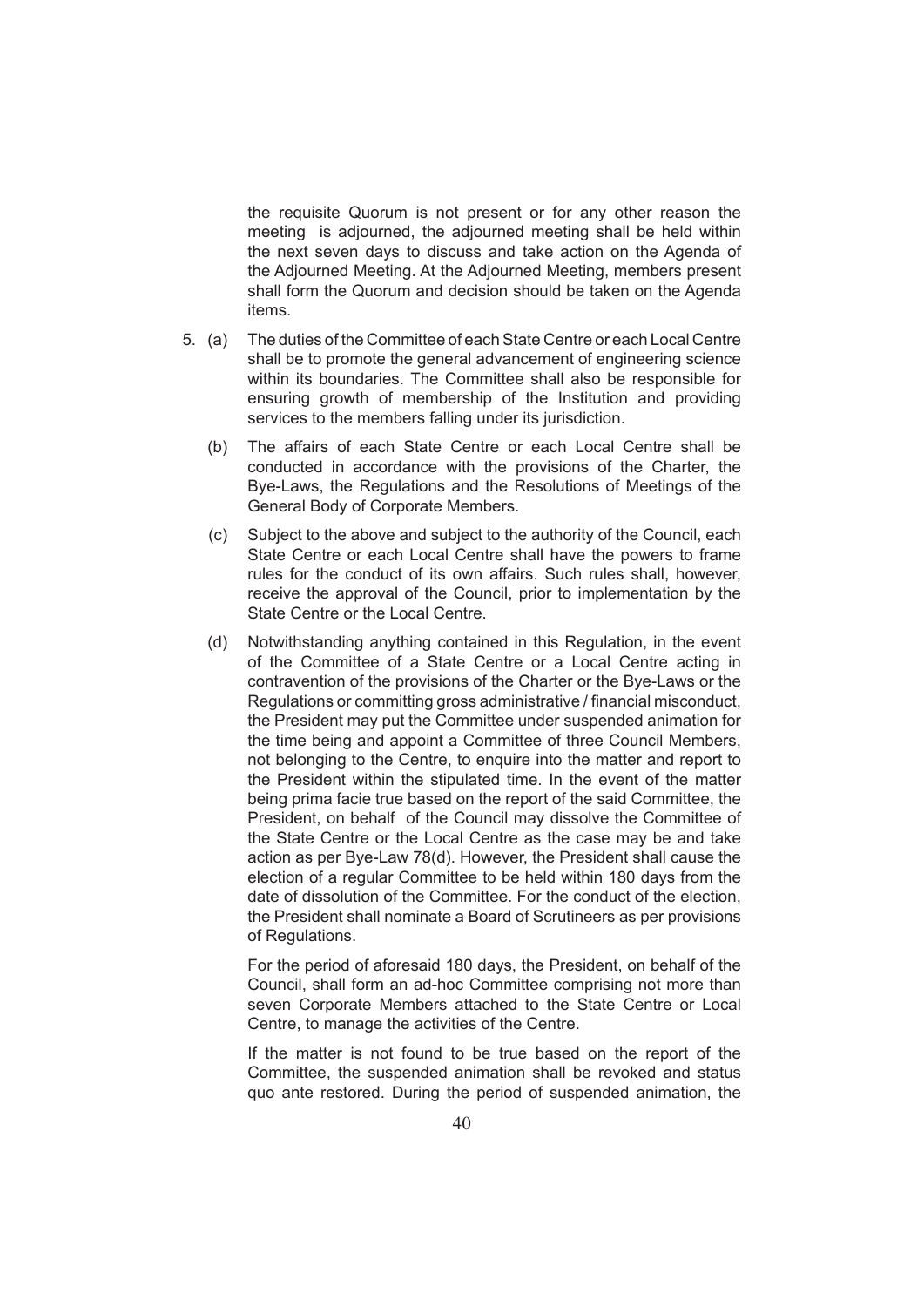the requisite Quorum is not present or for any other reason the meeting is adjourned, the adjourned meeting shall be held within the next seven days to discuss and take action on the Agenda of the Adjourned Meeting. At the Adjourned Meeting, members present shall form the Quorum and decision should be taken on the Agenda items.

5. (a) The duties of the Committee of each State Centre or each Local Centre shall be to promote the general advancement of engineering science within its boundaries. The Committee shall also be responsible for ensuring growth of membership of the Institution and providing services to the members falling under its jurisdiction.

   (b) The affairs of each State Centre or each Local Centre shall be conducted in accordance with the provisions of the Charter, the Bye-Laws, the Regulations and the Resolutions of Meetings of the General Body of Corporate Members.

   (c) Subject to the above and subject to the authority of the Council, each State Centre or each Local Centre shall have the powers to frame rules for the conduct of its own affairs. Such rules shall, however, receive the approval of the Council, prior to implementation by the State Centre or the Local Centre.

   (d) Notwithstanding anything contained in this Regulation, in the event of the Committee of a State Centre or a Local Centre acting in contravention of the provisions of the Charter or the Bye-Laws or the Regulations or committing gross administrative / financial misconduct, the President may put the Committee under suspended animation for the time being and appoint a Committee of three Council Members, not belonging to the Centre, to enquire into the matter and report to the President within the stipulated time. In the event of the matter being prima facie true based on the report of the said Committee, the President, on behalf of the Council may dissolve the Committee of the State Centre or the Local Centre as the case may be and take action as per Bye-Law 78(d). However, the President shall cause the election of a regular Committee to be held within 180 days from the date of dissolution of the Committee. For the conduct of the election, the President shall nominate a Board of Scrutineers as per provisions of Regulations.

   For the period of aforesaid 180 days, the President, on behalf of the Council, shall form an ad-hoc Committee comprising not more than seven Corporate Members attached to the State Centre or Local Centre, to manage the activities of the Centre.

   If the matter is not found to be true based on the report of the Committee, the suspended animation shall be revoked and status quo ante restored. During the period of suspended animation, the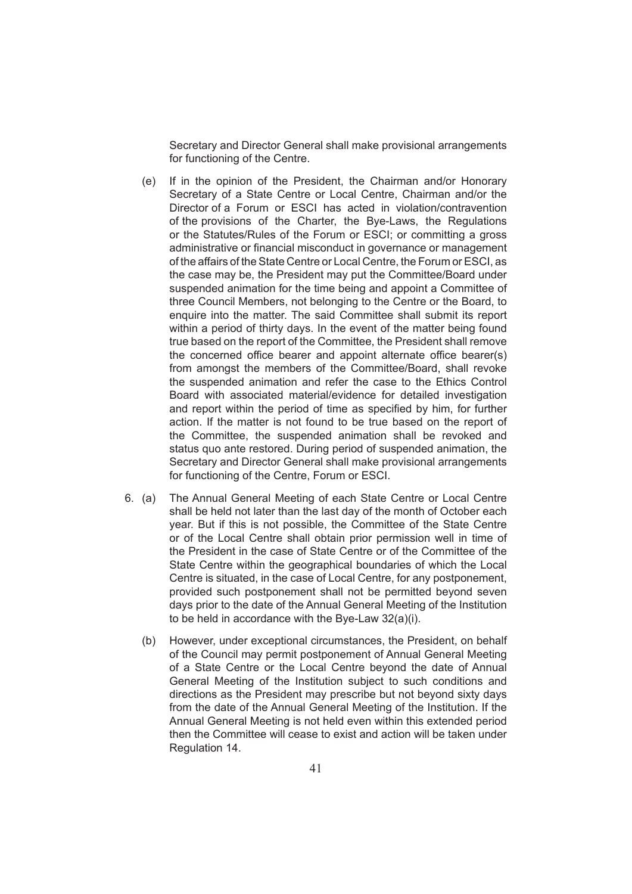Secretary and Director General shall make provisional arrangements for functioning of the Centre.

(e) If in the opinion of the President, the Chairman and/or Honorary Secretary of a State Centre or Local Centre, Chairman and/or the Director of a Forum or ESCI has acted in violation/contravention of the provisions of the Charter, the Bye-Laws, the Regulations or the Statutes/Rules of the Forum or ESCI; or committing a gross administrative or financial misconduct in governance or management of the affairs of the State Centre or Local Centre, the Forum or ESCI, as the case may be, the President may put the Committee/Board under suspended animation for the time being and appoint a Committee of three Council Members, not belonging to the Centre or the Board, to enquire into the matter. The said Committee shall submit its report within a period of thirty days. In the event of the matter being found true based on the report of the Committee, the President shall remove the concerned office bearer and appoint alternate office bearer(s) from amongst the members of the Committee/Board, shall revoke the suspended animation and refer the case to the Ethics Control Board with associated material/evidence for detailed investigation and report within the period of time as specified by him, for further action. If the matter is not found to be true based on the report of the Committee, the suspended animation shall be revoked and status quo ante restored. During period of suspended animation, the Secretary and Director General shall make provisional arrangements for functioning of the Centre, Forum or ESCI.

6. (a) The Annual General Meeting of each State Centre or Local Centre shall be held not later than the last day of the month of October each year. But if this is not possible, the Committee of the State Centre or of the Local Centre shall obtain prior permission well in time of the President in the case of State Centre or of the Committee of the State Centre within the geographical boundaries of which the Local Centre is situated, in the case of Local Centre, for any postponement, provided such postponement shall not be permitted beyond seven days prior to the date of the Annual General Meeting of the Institution to be held in accordance with the Bye-Law 32(a)(i).

(b) However, under exceptional circumstances, the President, on behalf of the Council may permit postponement of Annual General Meeting of a State Centre or the Local Centre beyond the date of Annual General Meeting of the Institution subject to such conditions and directions as the President may prescribe but not beyond sixty days from the date of the Annual General Meeting of the Institution. If the Annual General Meeting is not held even within this extended period then the Committee will cease to exist and action will be taken under Regulation 14.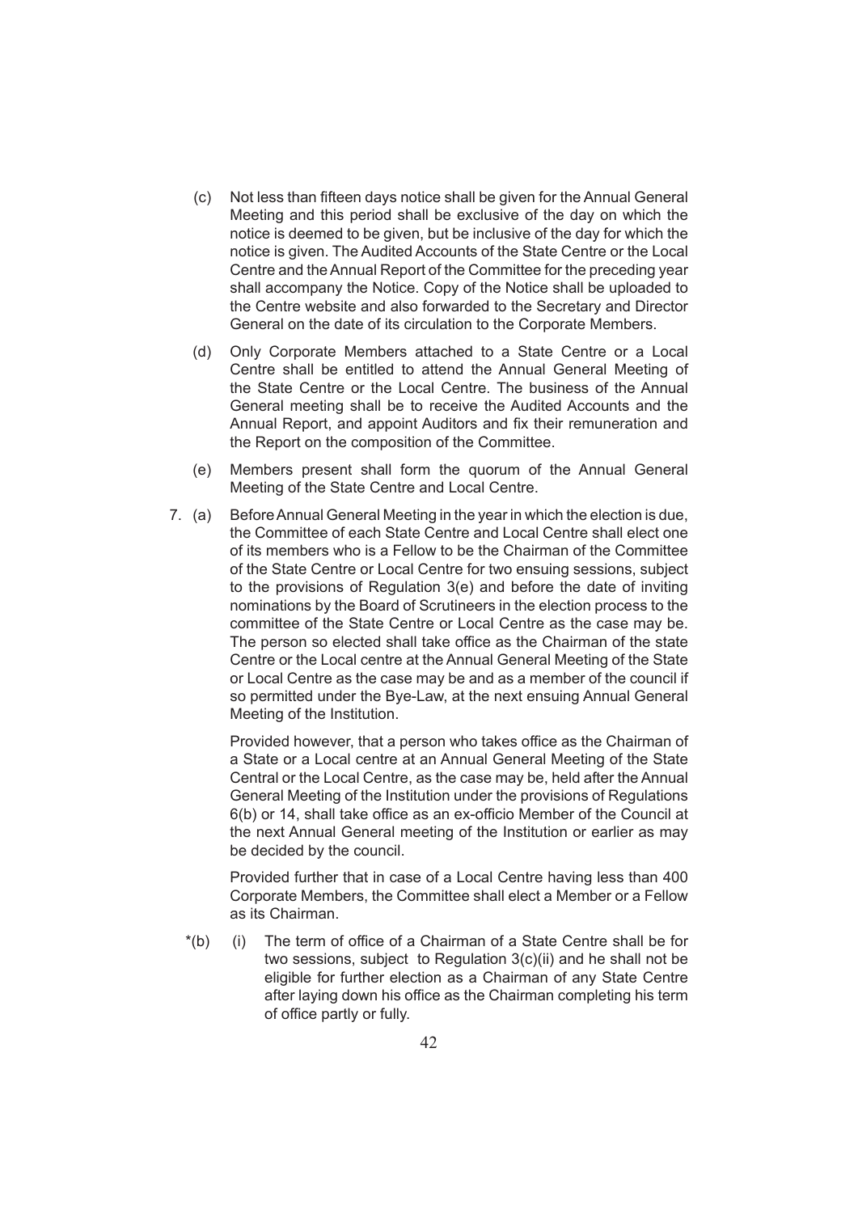(c) Not less than fifteen days notice shall be given for the Annual General Meeting and this period shall be exclusive of the day on which the notice is deemed to be given, but be inclusive of the day for which the notice is given. The Audited Accounts of the State Centre or the Local Centre and the Annual Report of the Committee for the preceding year shall accompany the Notice. Copy of the Notice shall be uploaded to the Centre website and also forwarded to the Secretary and Director General on the date of its circulation to the Corporate Members.

(d) Only Corporate Members attached to a State Centre or a Local Centre shall be entitled to attend the Annual General Meeting of the State Centre or the Local Centre. The business of the Annual General meeting shall be to receive the Audited Accounts and the Annual Report, and appoint Auditors and fix their remuneration and the Report on the composition of the Committee.

(e) Members present shall form the quorum of the Annual General Meeting of the State Centre and Local Centre.

7. (a) Before Annual General Meeting in the year in which the election is due, the Committee of each State Centre and Local Centre shall elect one of its members who is a Fellow to be the Chairman of the Committee of the State Centre or Local Centre for two ensuing sessions, subject to the provisions of Regulation 3(e) and before the date of inviting nominations by the Board of Scrutineers in the election process to the committee of the State Centre or Local Centre as the case may be. The person so elected shall take office as the Chairman of the state Centre or the Local centre at the Annual General Meeting of the State or Local Centre as the case may be and as a member of the council if so permitted under the Bye-Law, at the next ensuing Annual General Meeting of the Institution.

Provided however, that a person who takes office as the Chairman of a State or a Local centre at an Annual General Meeting of the State Central or the Local Centre, as the case may be, held after the Annual General Meeting of the Institution under the provisions of Regulations 6(b) or 14, shall take office as an ex-officio Member of the Council at the next Annual General meeting of the Institution or earlier as may be decided by the council.

Provided further that in case of a Local Centre having less than 400 Corporate Members, the Committee shall elect a Member or a Fellow as its Chairman.

*(b) (i) The term of office of a Chairman of a State Centre shall be for two sessions, subject to Regulation 3(c)(ii) and he shall not be eligible for further election as a Chairman of any State Centre after laying down his office as the Chairman completing his term of office partly or fully.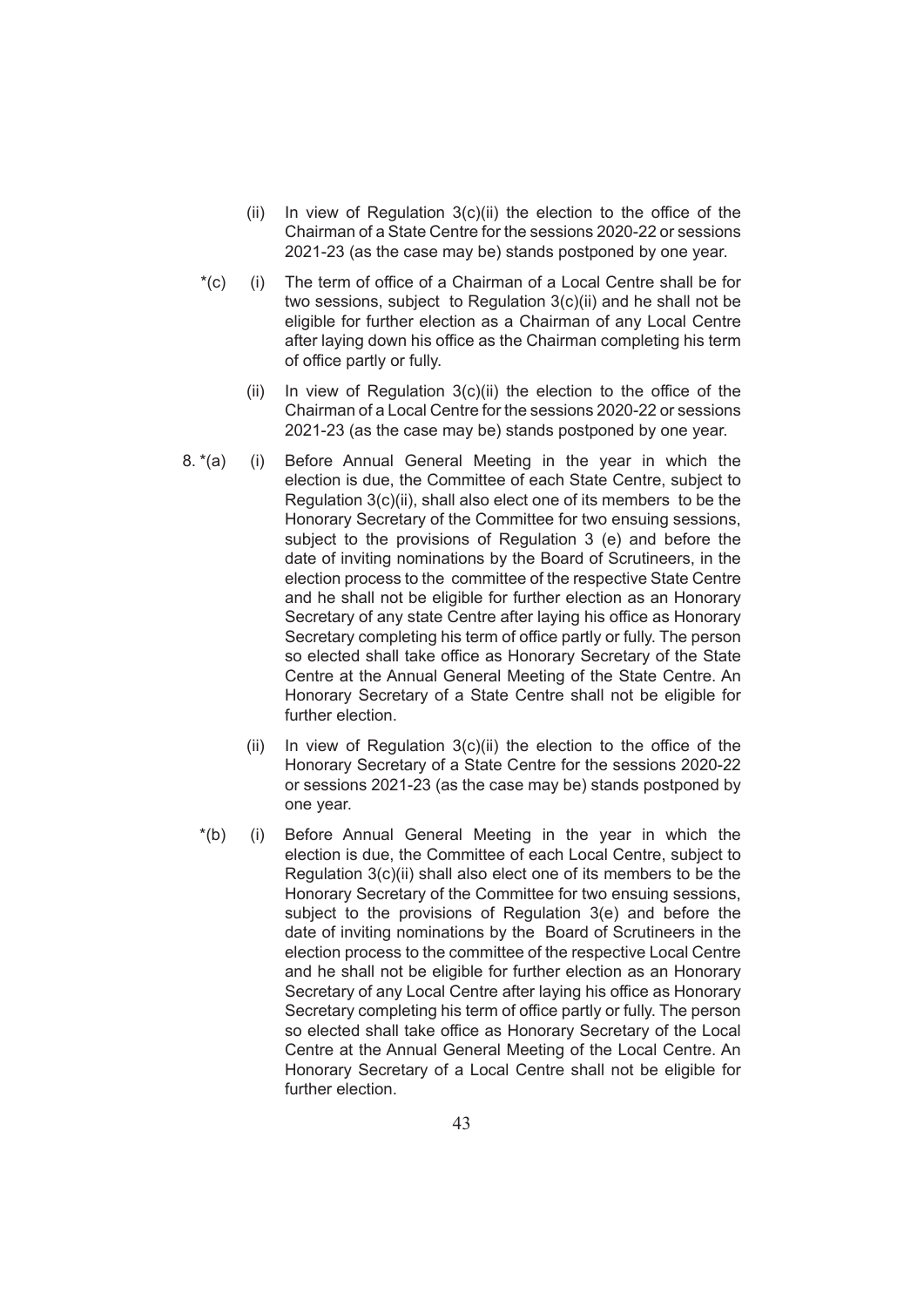(ii) In view of Regulation 3(c)(ii) the election to the office of the Chairman of a State Centre for the sessions 2020-22 or sessions 2021-23 (as the case may be) stands postponed by one year.

*(c) (i) The term of office of a Chairman of a Local Centre shall be for two sessions, subject to Regulation 3(c)(ii) and he shall not be eligible for further election as a Chairman of any Local Centre after laying down his office as the Chairman completing his term of office partly or fully.

(ii) In view of Regulation 3(c)(ii) the election to the office of the Chairman of a Local Centre for the sessions 2020-22 or sessions 2021-23 (as the case may be) stands postponed by one year.

8. *(a) (i) Before Annual General Meeting in the year in which the election is due, the Committee of each State Centre, subject to Regulation 3(c)(ii), shall also elect one of its members to be the Honorary Secretary of the Committee for two ensuing sessions, subject to the provisions of Regulation 3 (e) and before the date of inviting nominations by the Board of Scrutineers, in the election process to the committee of the respective State Centre and he shall not be eligible for further election as an Honorary Secretary of any state Centre after laying his office as Honorary Secretary completing his term of office partly or fully. The person so elected shall take office as Honorary Secretary of the State Centre at the Annual General Meeting of the State Centre. An Honorary Secretary of a State Centre shall not be eligible for further election.

(ii) In view of Regulation 3(c)(ii) the election to the office of the Honorary Secretary of a State Centre for the sessions 2020-22 or sessions 2021-23 (as the case may be) stands postponed by one year.

*(b) (i) Before Annual General Meeting in the year in which the election is due, the Committee of each Local Centre, subject to Regulation 3(c)(ii) shall also elect one of its members to be the Honorary Secretary of the Committee for two ensuing sessions, subject to the provisions of Regulation 3(e) and before the date of inviting nominations by the Board of Scrutineers in the election process to the committee of the respective Local Centre and he shall not be eligible for further election as an Honorary Secretary of any Local Centre after laying his office as Honorary Secretary completing his term of office partly or fully. The person so elected shall take office as Honorary Secretary of the Local Centre at the Annual General Meeting of the Local Centre. An Honorary Secretary of a Local Centre shall not be eligible for further election.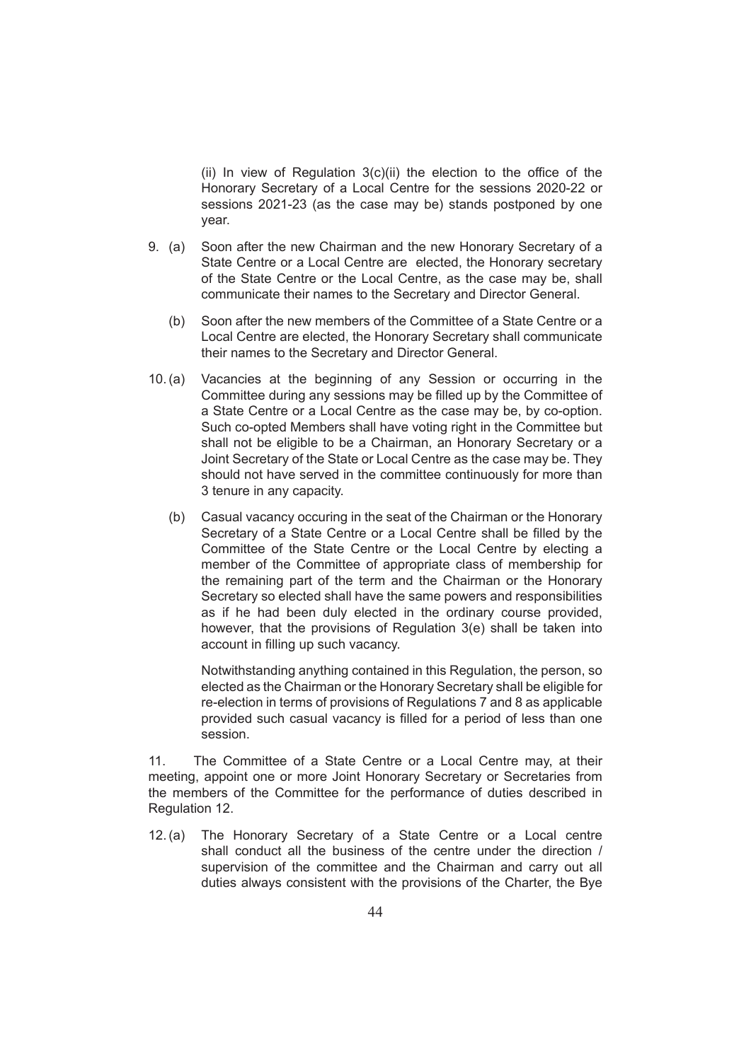(ii) In view of Regulation 3(c)(ii) the election to the office of the Honorary Secretary of a Local Centre for the sessions 2020-22 or sessions 2021-23 (as the case may be) stands postponed by one year.

9. (a) Soon after the new Chairman and the new Honorary Secretary of a State Centre or a Local Centre are elected, the Honorary secretary of the State Centre or the Local Centre, as the case may be, shall communicate their names to the Secretary and Director General.

   (b) Soon after the new members of the Committee of a State Centre or a Local Centre are elected, the Honorary Secretary shall communicate their names to the Secretary and Director General.

10. (a) Vacancies at the beginning of any Session or occurring in the Committee during any sessions may be filled up by the Committee of a State Centre or a Local Centre as the case may be, by co-option. Such co-opted Members shall have voting right in the Committee but shall not be eligible to be a Chairman, an Honorary Secretary or a Joint Secretary of the State or Local Centre as the case may be. They should not have served in the committee continuously for more than 3 tenure in any capacity.

   (b) Casual vacancy occuring in the seat of the Chairman or the Honorary Secretary of a State Centre or a Local Centre shall be filled by the Committee of the State Centre or the Local Centre by electing a member of the Committee of appropriate class of membership for the remaining part of the term and the Chairman or the Honorary Secretary so elected shall have the same powers and responsibilities as if he had been duly elected in the ordinary course provided, however, that the provisions of Regulation 3(e) shall be taken into account in filling up such vacancy.

   Notwithstanding anything contained in this Regulation, the person, so elected as the Chairman or the Honorary Secretary shall be eligible for re-election in terms of provisions of Regulations 7 and 8 as applicable provided such casual vacancy is filled for a period of less than one session.

11. The Committee of a State Centre or a Local Centre may, at their meeting, appoint one or more Joint Honorary Secretary or Secretaries from the members of the Committee for the performance of duties described in Regulation 12.

12. (a) The Honorary Secretary of a State Centre or a Local centre shall conduct all the business of the centre under the direction / supervision of the committee and the Chairman and carry out all duties always consistent with the provisions of the Charter, the Bye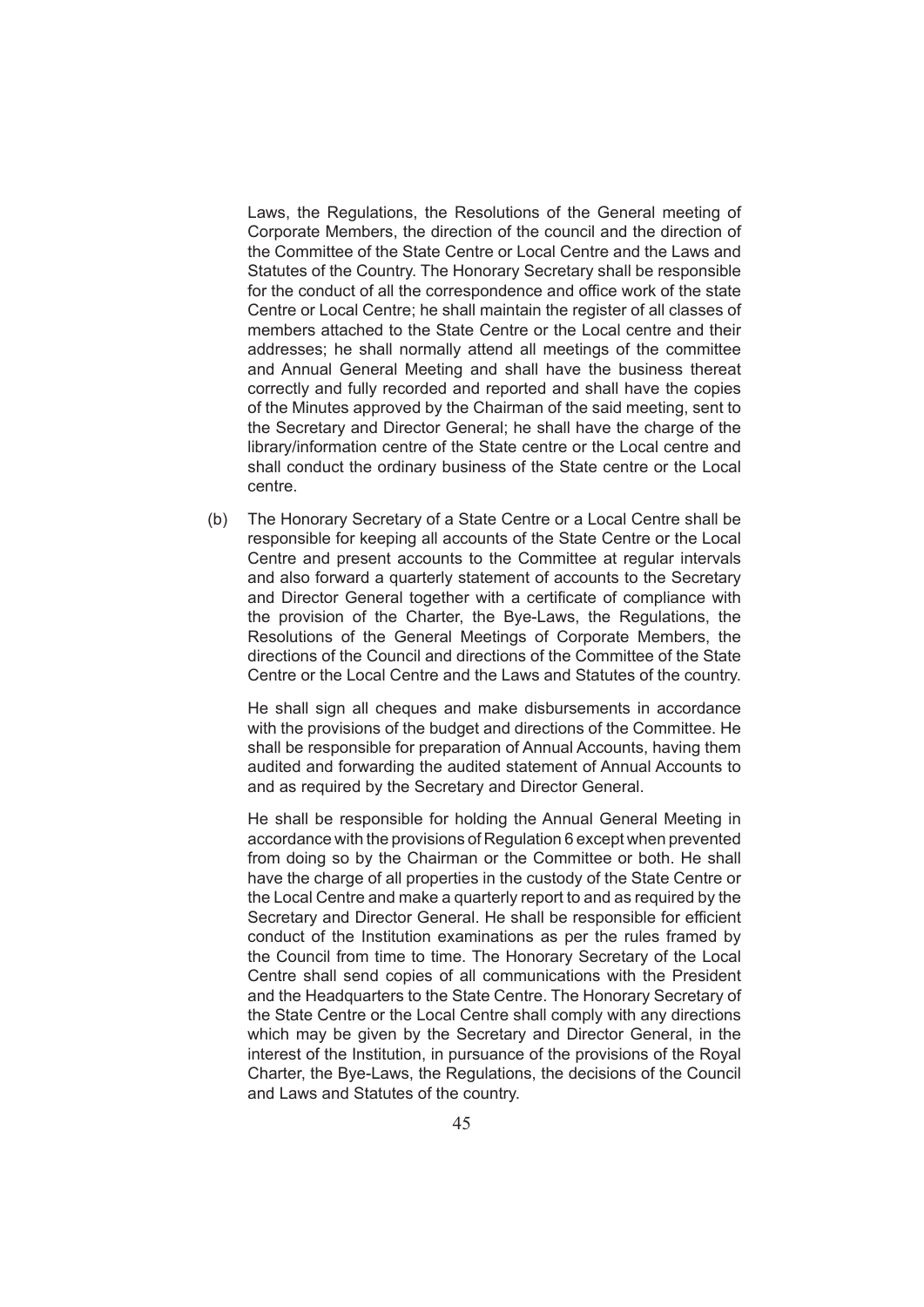Laws, the Regulations, the Resolutions of the General meeting of Corporate Members, the direction of the council and the direction of the Committee of the State Centre or Local Centre and the Laws and Statutes of the Country. The Honorary Secretary shall be responsible for the conduct of all the correspondence and office work of the state Centre or Local Centre; he shall maintain the register of all classes of members attached to the State Centre or the Local centre and their addresses; he shall normally attend all meetings of the committee and Annual General Meeting and shall have the business thereat correctly and fully recorded and reported and shall have the copies of the Minutes approved by the Chairman of the said meeting, sent to the Secretary and Director General; he shall have the charge of the library/information centre of the State centre or the Local centre and shall conduct the ordinary business of the State centre or the Local centre.

(b) The Honorary Secretary of a State Centre or a Local Centre shall be responsible for keeping all accounts of the State Centre or the Local Centre and present accounts to the Committee at regular intervals and also forward a quarterly statement of accounts to the Secretary and Director General together with a certificate of compliance with the provision of the Charter, the Bye-Laws, the Regulations, the Resolutions of the General Meetings of Corporate Members, the directions of the Council and directions of the Committee of the State Centre or the Local Centre and the Laws and Statutes of the country.

He shall sign all cheques and make disbursements in accordance with the provisions of the budget and directions of the Committee. He shall be responsible for preparation of Annual Accounts, having them audited and forwarding the audited statement of Annual Accounts to and as required by the Secretary and Director General.

He shall be responsible for holding the Annual General Meeting in accordance with the provisions of Regulation 6 except when prevented from doing so by the Chairman or the Committee or both. He shall have the charge of all properties in the custody of the State Centre or the Local Centre and make a quarterly report to and as required by the Secretary and Director General. He shall be responsible for efficient conduct of the Institution examinations as per the rules framed by the Council from time to time. The Honorary Secretary of the Local Centre shall send copies of all communications with the President and the Headquarters to the State Centre. The Honorary Secretary of the State Centre or the Local Centre shall comply with any directions which may be given by the Secretary and Director General, in the interest of the Institution, in pursuance of the provisions of the Royal Charter, the Bye-Laws, the Regulations, the decisions of the Council and Laws and Statutes of the country.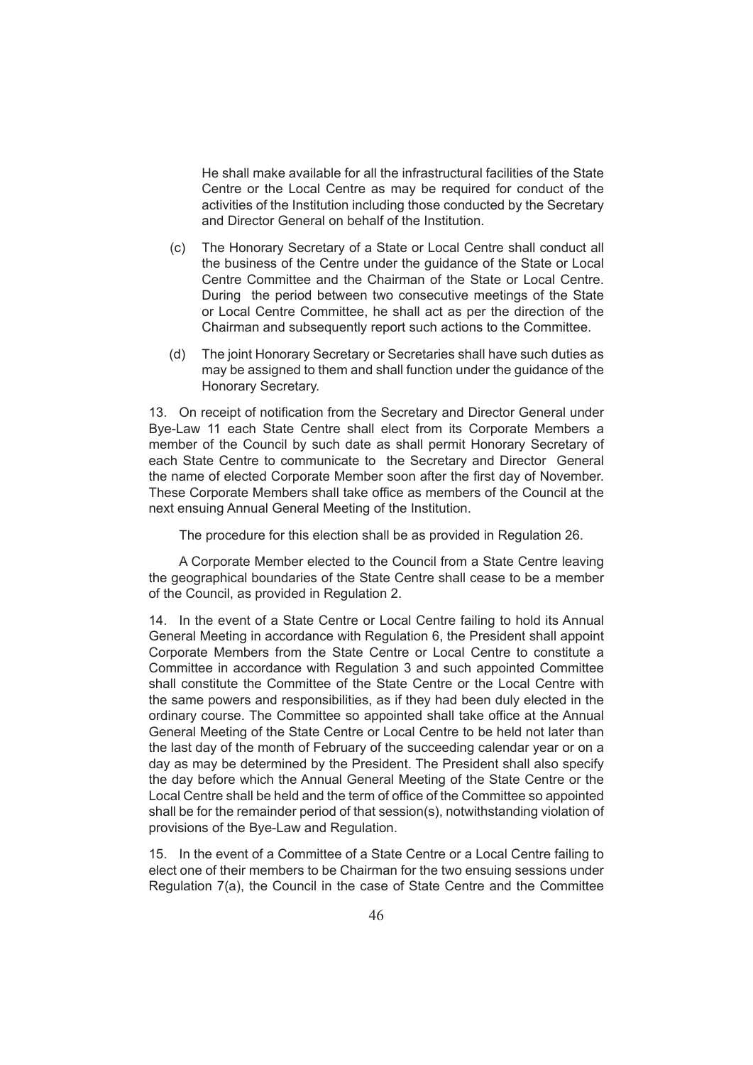He shall make available for all the infrastructural facilities of the State Centre or the Local Centre as may be required for conduct of the activities of the Institution including those conducted by the Secretary and Director General on behalf of the Institution.

(c) The Honorary Secretary of a State or Local Centre shall conduct all the business of the Centre under the guidance of the State or Local Centre Committee and the Chairman of the State or Local Centre. During the period between two consecutive meetings of the State or Local Centre Committee, he shall act as per the direction of the Chairman and subsequently report such actions to the Committee.

(d) The joint Honorary Secretary or Secretaries shall have such duties as may be assigned to them and shall function under the guidance of the Honorary Secretary.

13. On receipt of notification from the Secretary and Director General under Bye-Law 11 each State Centre shall elect from its Corporate Members a member of the Council by such date as shall permit Honorary Secretary of each State Centre to communicate to the Secretary and Director General the name of elected Corporate Member soon after the first day of November. These Corporate Members shall take office as members of the Council at the next ensuing Annual General Meeting of the Institution.

The procedure for this election shall be as provided in Regulation 26.

A Corporate Member elected to the Council from a State Centre leaving the geographical boundaries of the State Centre shall cease to be a member of the Council, as provided in Regulation 2.

14. In the event of a State Centre or Local Centre failing to hold its Annual General Meeting in accordance with Regulation 6, the President shall appoint Corporate Members from the State Centre or Local Centre to constitute a Committee in accordance with Regulation 3 and such appointed Committee shall constitute the Committee of the State Centre or the Local Centre with the same powers and responsibilities, as if they had been duly elected in the ordinary course. The Committee so appointed shall take office at the Annual General Meeting of the State Centre or Local Centre to be held not later than the last day of the month of February of the succeeding calendar year or on a day as may be determined by the President. The President shall also specify the day before which the Annual General Meeting of the State Centre or the Local Centre shall be held and the term of office of the Committee so appointed shall be for the remainder period of that session(s), notwithstanding violation of provisions of the Bye-Law and Regulation.

15. In the event of a Committee of a State Centre or a Local Centre failing to elect one of their members to be Chairman for the two ensuing sessions under Regulation 7(a), the Council in the case of State Centre and the Committee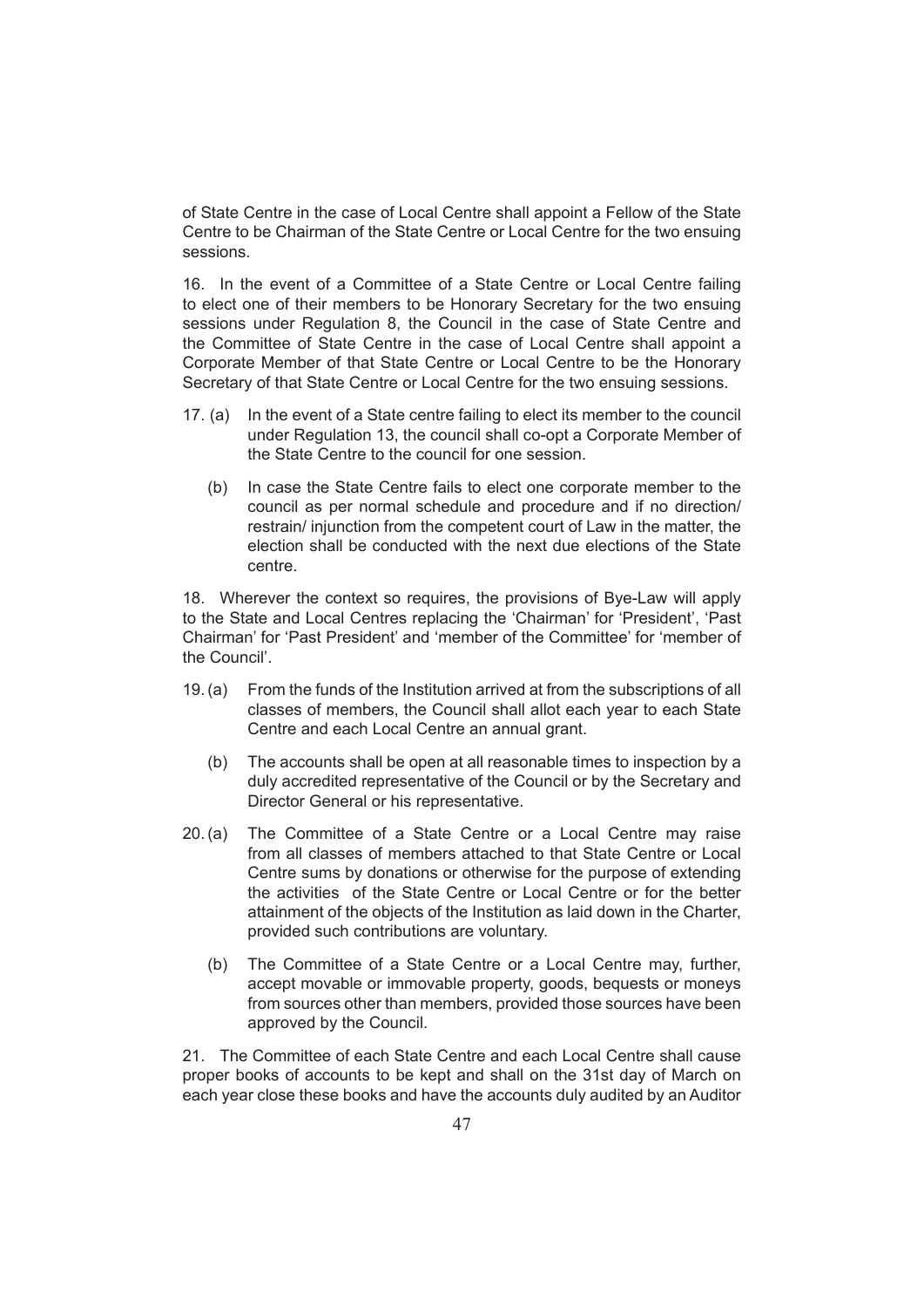of State Centre in the case of Local Centre shall appoint a Fellow of the State Centre to be Chairman of the State Centre or Local Centre for the two ensuing sessions.

16. In the event of a Committee of a State Centre or Local Centre failing to elect one of their members to be Honorary Secretary for the two ensuing sessions under Regulation 8, the Council in the case of State Centre and the Committee of State Centre in the case of Local Centre shall appoint a Corporate Member of that State Centre or Local Centre to be the Honorary Secretary of that State Centre or Local Centre for the two ensuing sessions.

17. (a) In the event of a State centre failing to elect its member to the council under Regulation 13, the council shall co-opt a Corporate Member of the State Centre to the council for one session.

(b) In case the State Centre fails to elect one corporate member to the council as per normal schedule and procedure and if no direction/ restrain/ injunction from the competent court of Law in the matter, the election shall be conducted with the next due elections of the State centre.

18. Wherever the context so requires, the provisions of Bye-Law will apply to the State and Local Centres replacing the 'Chairman' for 'President', 'Past Chairman' for 'Past President' and 'member of the Committee' for 'member of the Council'.

19. (a) From the funds of the Institution arrived at from the subscriptions of all classes of members, the Council shall allot each year to each State Centre and each Local Centre an annual grant.

(b) The accounts shall be open at all reasonable times to inspection by a duly accredited representative of the Council or by the Secretary and Director General or his representative.

20. (a) The Committee of a State Centre or a Local Centre may raise from all classes of members attached to that State Centre or Local Centre sums by donations or otherwise for the purpose of extending the activities of the State Centre or Local Centre or for the better attainment of the objects of the Institution as laid down in the Charter, provided such contributions are voluntary.

(b) The Committee of a State Centre or a Local Centre may, further, accept movable or immovable property, goods, bequests or moneys from sources other than members, provided those sources have been approved by the Council.

21. The Committee of each State Centre and each Local Centre shall cause proper books of accounts to be kept and shall on the 31st day of March on each year close these books and have the accounts duly audited by an Auditor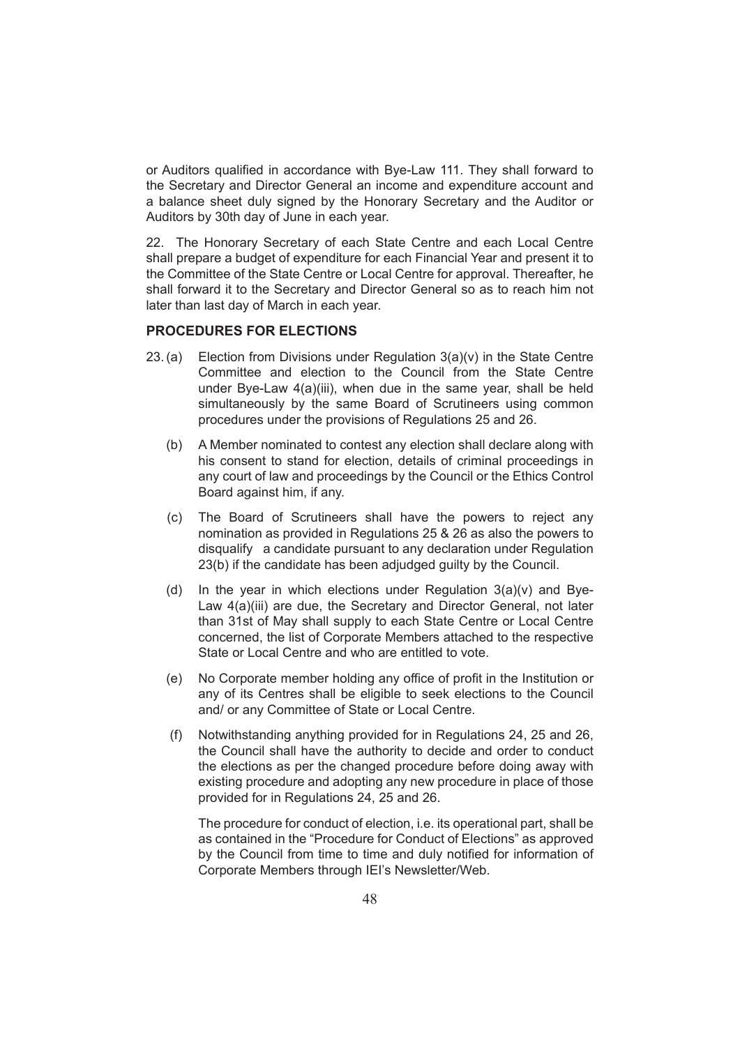or Auditors qualified in accordance with Bye-Law 111. They shall forward to the Secretary and Director General an income and expenditure account and a balance sheet duly signed by the Honorary Secretary and the Auditor or Auditors by 30th day of June in each year.

22. The Honorary Secretary of each State Centre and each Local Centre shall prepare a budget of expenditure for each Financial Year and present it to the Committee of the State Centre or Local Centre for approval. Thereafter, he shall forward it to the Secretary and Director General so as to reach him not later than last day of March in each year.

**PROCEDURES FOR ELECTIONS**

23. (a) Election from Divisions under Regulation 3(a)(v) in the State Centre Committee and election to the Council from the State Centre under Bye-Law 4(a)(iii), when due in the same year, shall be held simultaneously by the same Board of Scrutineers using common procedures under the provisions of Regulations 25 and 26.

(b) A Member nominated to contest any election shall declare along with his consent to stand for election, details of criminal proceedings in any court of law and proceedings by the Council or the Ethics Control Board against him, if any.

(c) The Board of Scrutineers shall have the powers to reject any nomination as provided in Regulations 25 & 26 as also the powers to disqualify a candidate pursuant to any declaration under Regulation 23(b) if the candidate has been adjudged guilty by the Council.

(d) In the year in which elections under Regulation 3(a)(v) and Bye-Law 4(a)(iii) are due, the Secretary and Director General, not later than 31st of May shall supply to each State Centre or Local Centre concerned, the list of Corporate Members attached to the respective State or Local Centre and who are entitled to vote.

(e) No Corporate member holding any office of profit in the Institution or any of its Centres shall be eligible to seek elections to the Council and/ or any Committee of State or Local Centre.

(f) Notwithstanding anything provided for in Regulations 24, 25 and 26, the Council shall have the authority to decide and order to conduct the elections as per the changed procedure before doing away with existing procedure and adopting any new procedure in place of those provided for in Regulations 24, 25 and 26.

The procedure for conduct of election, i.e. its operational part, shall be as contained in the "Procedure for Conduct of Elections" as approved by the Council from time to time and duly notified for information of Corporate Members through IEI's Newsletter/Web.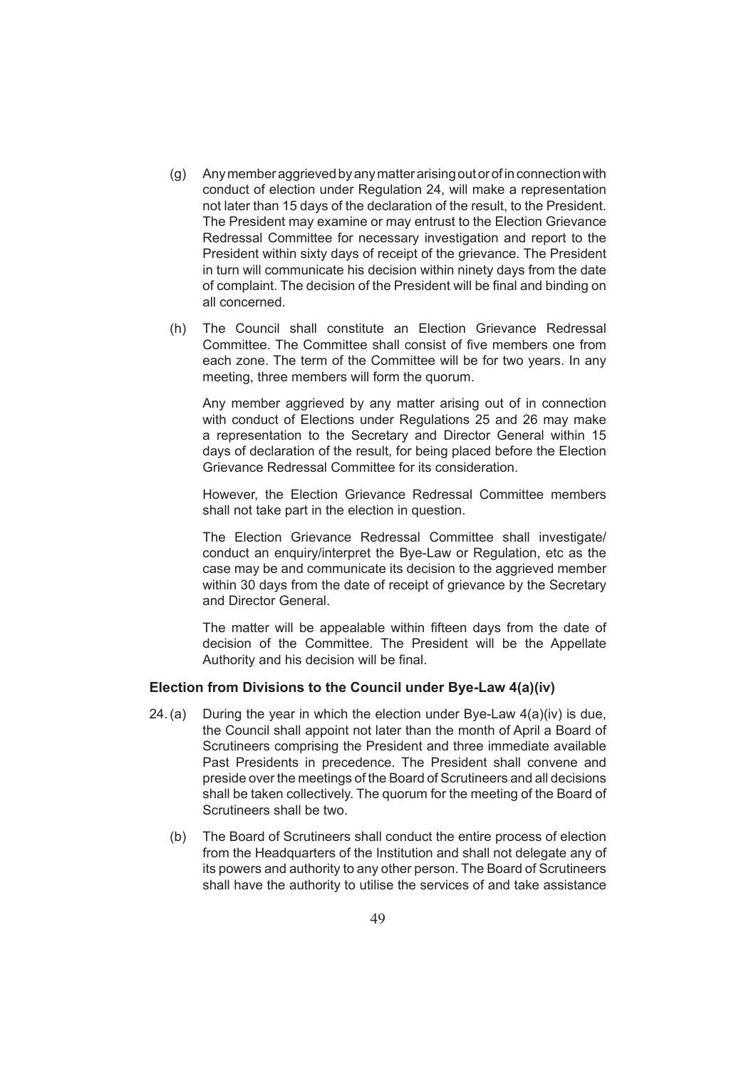(g) Any member aggrieved by any matter arising out or of in connection with conduct of election under Regulation 24, will make a representation not later than 15 days of the declaration of the result, to the President. The President may examine or may entrust to the Election Grievance Redressal Committee for necessary investigation and report to the President within sixty days of receipt of the grievance. The President in turn will communicate his decision within ninety days from the date of complaint. The decision of the President will be final and binding on all concerned.

(h) The Council shall constitute an Election Grievance Redressal Committee. The Committee shall consist of five members one from each zone. The term of the Committee will be for two years. In any meeting, three members will form the quorum.

Any member aggrieved by any matter arising out of in connection with conduct of Elections under Regulations 25 and 26 may make a representation to the Secretary and Director General within 15 days of declaration of the result, for being placed before the Election Grievance Redressal Committee for its consideration.

However, the Election Grievance Redressal Committee members shall not take part in the election in question.

The Election Grievance Redressal Committee shall investigate/ conduct an enquiry/interpret the Bye-Law or Regulation, etc as the case may be and communicate its decision to the aggrieved member within 30 days from the date of receipt of grievance by the Secretary and Director General.

The matter will be appealable within fifteen days from the date of decision of the Committee. The President will be the Appellate Authority and his decision will be final.

### Election from Divisions to the Council under Bye-Law 4(a)(iv)

24. (a) During the year in which the election under Bye-Law 4(a)(iv) is due, the Council shall appoint not later than the month of April a Board of Scrutineers comprising the President and three immediate available Past Presidents in precedence. The President shall convene and preside over the meetings of the Board of Scrutineers and all decisions shall be taken collectively. The quorum for the meeting of the Board of Scrutineers shall be two.

(b) The Board of Scrutineers shall conduct the entire process of election from the Headquarters of the Institution and shall not delegate any of its powers and authority to any other person. The Board of Scrutineers shall have the authority to utilise the services of and take assistance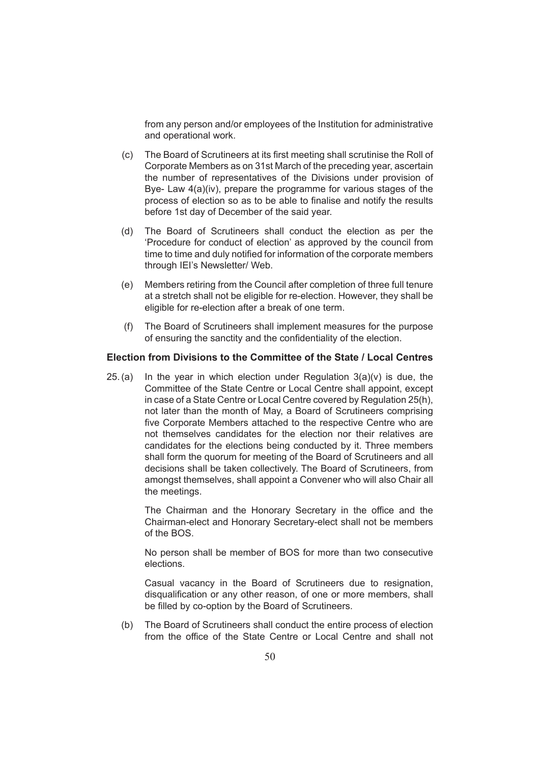from any person and/or employees of the Institution for administrative and operational work.

(c) The Board of Scrutineers at its first meeting shall scrutinise the Roll of Corporate Members as on 31st March of the preceding year, ascertain the number of representatives of the Divisions under provision of Bye- Law 4(a)(iv), prepare the programme for various stages of the process of election so as to be able to finalise and notify the results before 1st day of December of the said year.

(d) The Board of Scrutineers shall conduct the election as per the 'Procedure for conduct of election' as approved by the council from time to time and duly notified for information of the corporate members through IEI's Newsletter/ Web.

(e) Members retiring from the Council after completion of three full tenure at a stretch shall not be eligible for re-election. However, they shall be eligible for re-election after a break of one term.

(f) The Board of Scrutineers shall implement measures for the purpose of ensuring the sanctity and the confidentiality of the election.

**Election from Divisions to the Committee of the State / Local Centres**

25. (a) In the year in which election under Regulation 3(a)(v) is due, the Committee of the State Centre or Local Centre shall appoint, except in case of a State Centre or Local Centre covered by Regulation 25(h), not later than the month of May, a Board of Scrutineers comprising five Corporate Members attached to the respective Centre who are not themselves candidates for the election nor their relatives are candidates for the elections being conducted by it. Three members shall form the quorum for meeting of the Board of Scrutineers and all decisions shall be taken collectively. The Board of Scrutineers, from amongst themselves, shall appoint a Convener who will also Chair all the meetings.

The Chairman and the Honorary Secretary in the office and the Chairman-elect and Honorary Secretary-elect shall not be members of the BOS.

No person shall be member of BOS for more than two consecutive elections.

Casual vacancy in the Board of Scrutineers due to resignation, disqualification or any other reason, of one or more members, shall be filled by co-option by the Board of Scrutineers.

(b) The Board of Scrutineers shall conduct the entire process of election from the office of the State Centre or Local Centre and shall not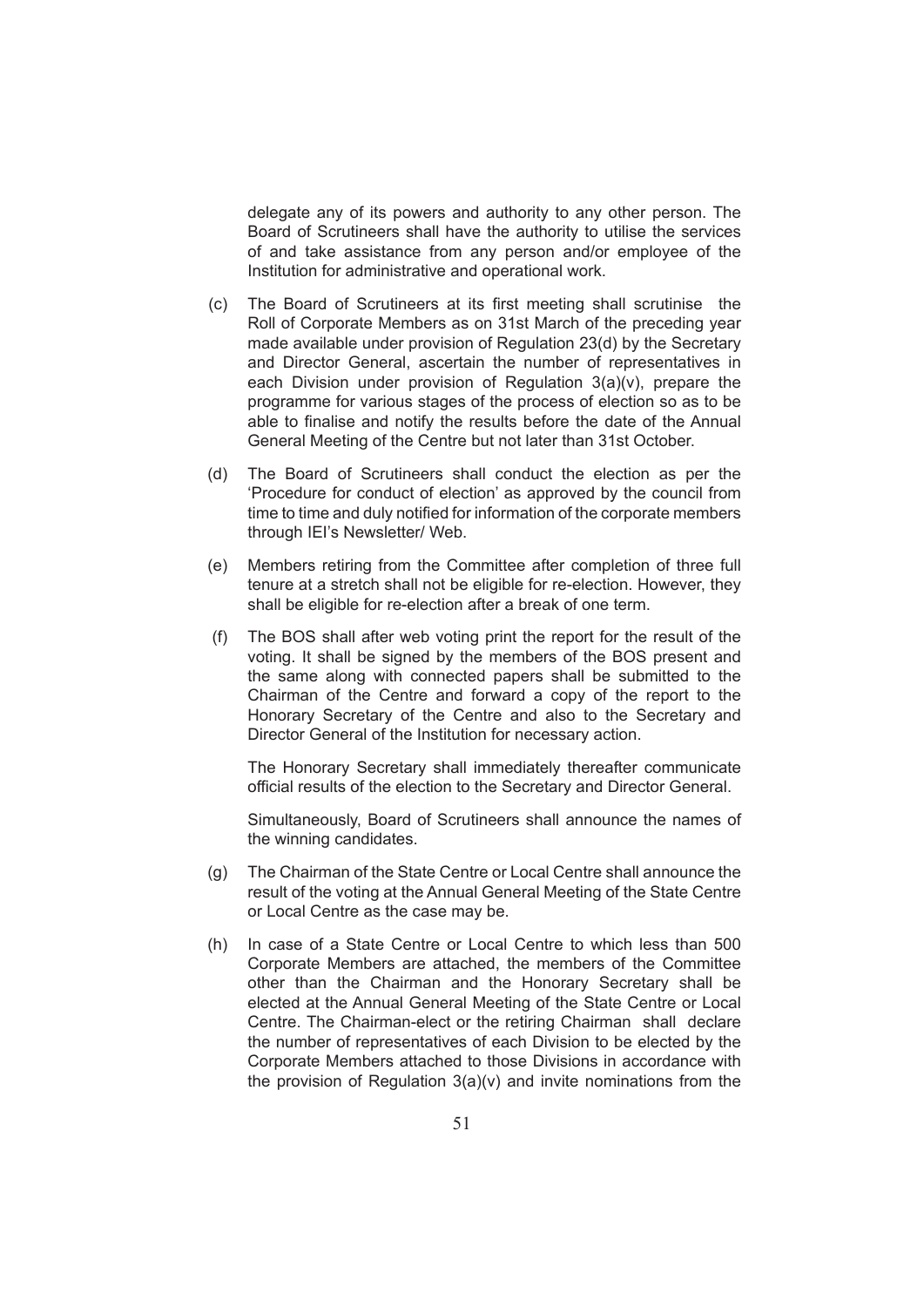delegate any of its powers and authority to any other person. The Board of Scrutineers shall have the authority to utilise the services of and take assistance from any person and/or employee of the Institution for administrative and operational work.

(c) The Board of Scrutineers at its first meeting shall scrutinise the Roll of Corporate Members as on 31st March of the preceding year made available under provision of Regulation 23(d) by the Secretary and Director General, ascertain the number of representatives in each Division under provision of Regulation 3(a)(v), prepare the programme for various stages of the process of election so as to be able to finalise and notify the results before the date of the Annual General Meeting of the Centre but not later than 31st October.

(d) The Board of Scrutineers shall conduct the election as per the 'Procedure for conduct of election' as approved by the council from time to time and duly notified for information of the corporate members through IEI's Newsletter/ Web.

(e) Members retiring from the Committee after completion of three full tenure at a stretch shall not be eligible for re-election. However, they shall be eligible for re-election after a break of one term.

(f) The BOS shall after web voting print the report for the result of the voting. It shall be signed by the members of the BOS present and the same along with connected papers shall be submitted to the Chairman of the Centre and forward a copy of the report to the Honorary Secretary of the Centre and also to the Secretary and Director General of the Institution for necessary action.

The Honorary Secretary shall immediately thereafter communicate official results of the election to the Secretary and Director General.

Simultaneously, Board of Scrutineers shall announce the names of the winning candidates.

(g) The Chairman of the State Centre or Local Centre shall announce the result of the voting at the Annual General Meeting of the State Centre or Local Centre as the case may be.

(h) In case of a State Centre or Local Centre to which less than 500 Corporate Members are attached, the members of the Committee other than the Chairman and the Honorary Secretary shall be elected at the Annual General Meeting of the State Centre or Local Centre. The Chairman-elect or the retiring Chairman shall declare the number of representatives of each Division to be elected by the Corporate Members attached to those Divisions in accordance with the provision of Regulation 3(a)(v) and invite nominations from the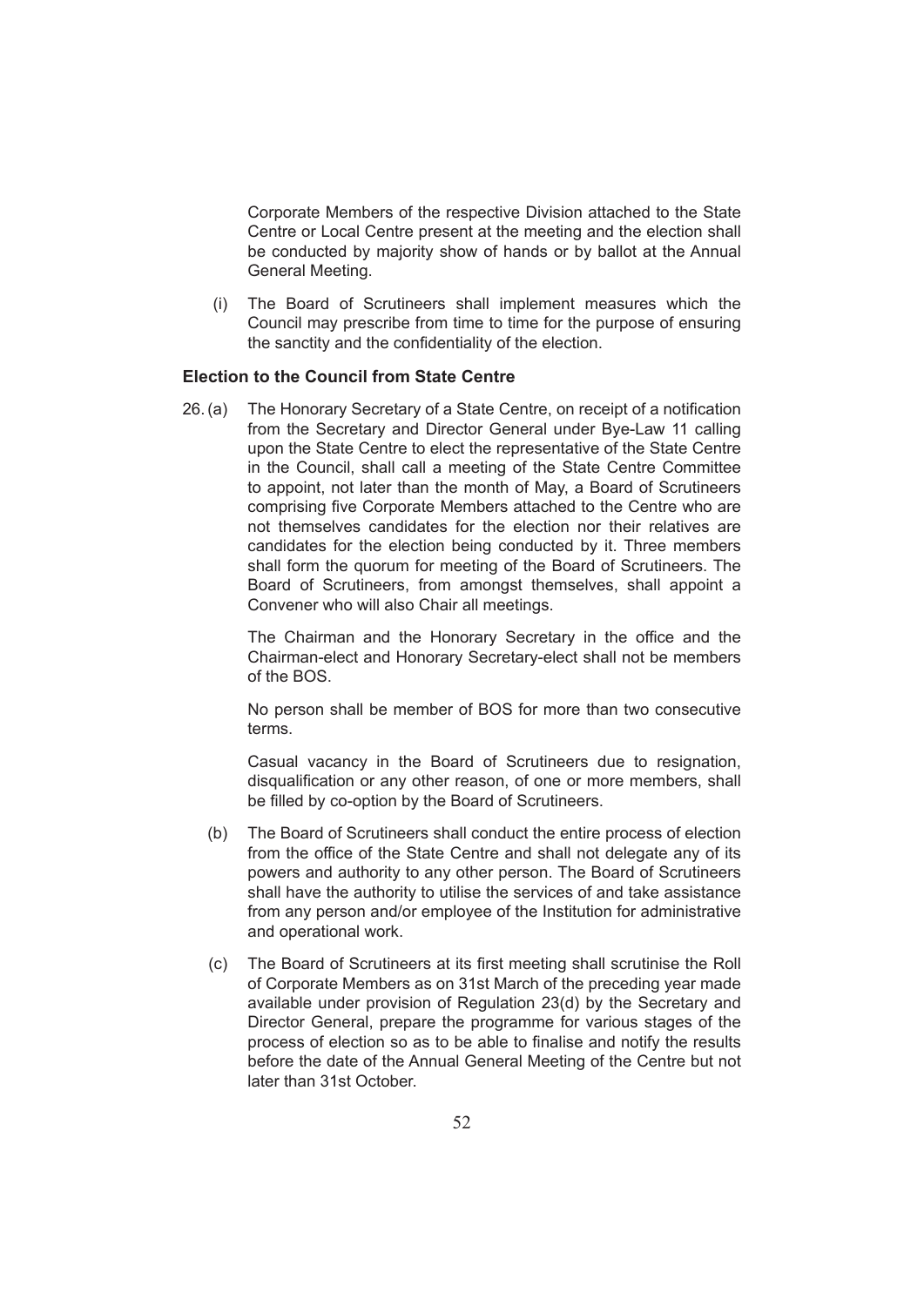Corporate Members of the respective Division attached to the State Centre or Local Centre present at the meeting and the election shall be conducted by majority show of hands or by ballot at the Annual General Meeting.

(i) The Board of Scrutineers shall implement measures which the Council may prescribe from time to time for the purpose of ensuring the sanctity and the confidentiality of the election.

**Election to the Council from State Centre**

26. (a) The Honorary Secretary of a State Centre, on receipt of a notification from the Secretary and Director General under Bye-Law 11 calling upon the State Centre to elect the representative of the State Centre in the Council, shall call a meeting of the State Centre Committee to appoint, not later than the month of May, a Board of Scrutineers comprising five Corporate Members attached to the Centre who are not themselves candidates for the election nor their relatives are candidates for the election being conducted by it. Three members shall form the quorum for meeting of the Board of Scrutineers. The Board of Scrutineers, from amongst themselves, shall appoint a Convener who will also Chair all meetings.

The Chairman and the Honorary Secretary in the office and the Chairman-elect and Honorary Secretary-elect shall not be members of the BOS.

No person shall be member of BOS for more than two consecutive terms.

Casual vacancy in the Board of Scrutineers due to resignation, disqualification or any other reason, of one or more members, shall be filled by co-option by the Board of Scrutineers.

(b) The Board of Scrutineers shall conduct the entire process of election from the office of the State Centre and shall not delegate any of its powers and authority to any other person. The Board of Scrutineers shall have the authority to utilise the services of and take assistance from any person and/or employee of the Institution for administrative and operational work.

(c) The Board of Scrutineers at its first meeting shall scrutinise the Roll of Corporate Members as on 31st March of the preceding year made available under provision of Regulation 23(d) by the Secretary and Director General, prepare the programme for various stages of the process of election so as to be able to finalise and notify the results before the date of the Annual General Meeting of the Centre but not later than 31st October.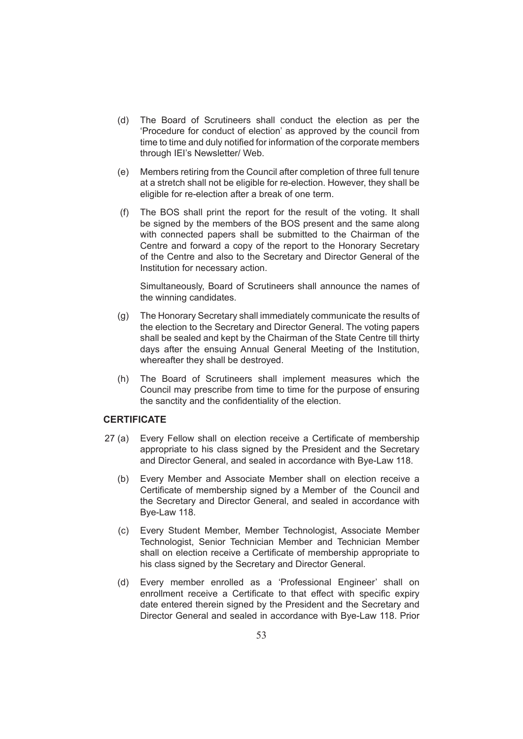(d) The Board of Scrutineers shall conduct the election as per the 'Procedure for conduct of election' as approved by the council from time to time and duly notified for information of the corporate members through IEI's Newsletter/ Web.

(e) Members retiring from the Council after completion of three full tenure at a stretch shall not be eligible for re-election. However, they shall be eligible for re-election after a break of one term.

(f) The BOS shall print the report for the result of the voting. It shall be signed by the members of the BOS present and the same along with connected papers shall be submitted to the Chairman of the Centre and forward a copy of the report to the Honorary Secretary of the Centre and also to the Secretary and Director General of the Institution for necessary action.

Simultaneously, Board of Scrutineers shall announce the names of the winning candidates.

(g) The Honorary Secretary shall immediately communicate the results of the election to the Secretary and Director General. The voting papers shall be sealed and kept by the Chairman of the State Centre till thirty days after the ensuing Annual General Meeting of the Institution, whereafter they shall be destroyed.

(h) The Board of Scrutineers shall implement measures which the Council may prescribe from time to time for the purpose of ensuring the sanctity and the confidentiality of the election.

**CERTIFICATE**

27 (a) Every Fellow shall on election receive a Certificate of membership appropriate to his class signed by the President and the Secretary and Director General, and sealed in accordance with Bye-Law 118.

(b) Every Member and Associate Member shall on election receive a Certificate of membership signed by a Member of the Council and the Secretary and Director General, and sealed in accordance with Bye-Law 118.

(c) Every Student Member, Member Technologist, Associate Member Technologist, Senior Technician Member and Technician Member shall on election receive a Certificate of membership appropriate to his class signed by the Secretary and Director General.

(d) Every member enrolled as a 'Professional Engineer' shall on enrollment receive a Certificate to that effect with specific expiry date entered therein signed by the President and the Secretary and Director General and sealed in accordance with Bye-Law 118. Prior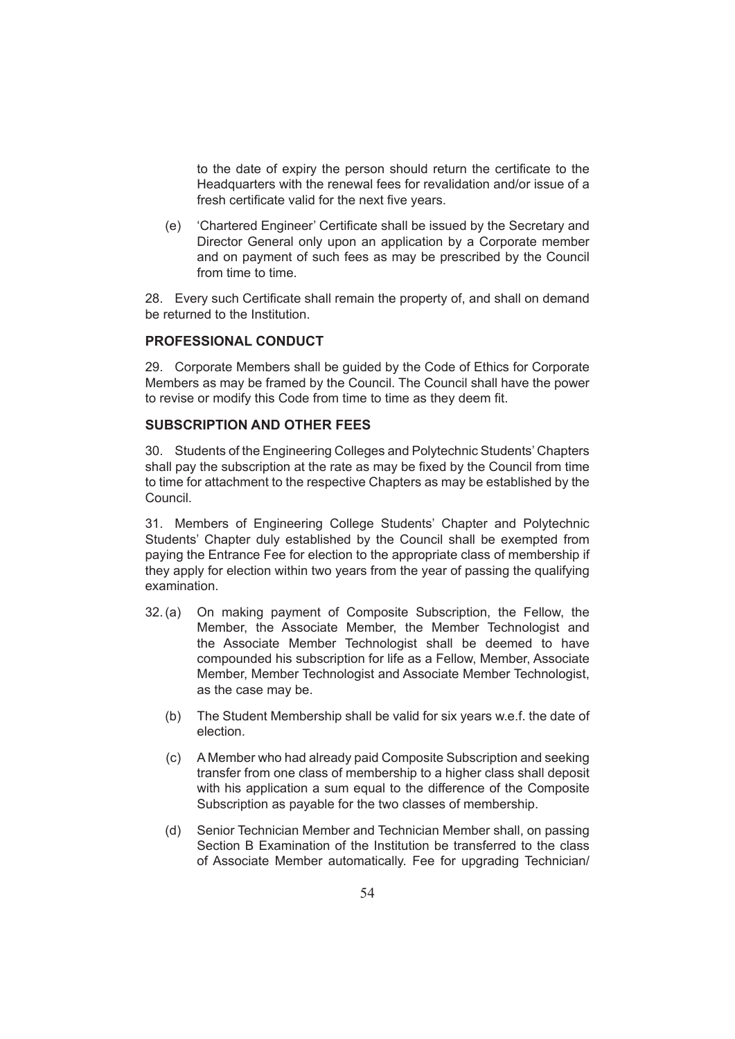to the date of expiry the person should return the certificate to the Headquarters with the renewal fees for revalidation and/or issue of a fresh certificate valid for the next five years.

(e) 'Chartered Engineer' Certificate shall be issued by the Secretary and Director General only upon an application by a Corporate member and on payment of such fees as may be prescribed by the Council from time to time.

28. Every such Certificate shall remain the property of, and shall on demand be returned to the Institution.

## PROFESSIONAL CONDUCT

29. Corporate Members shall be guided by the Code of Ethics for Corporate Members as may be framed by the Council. The Council shall have the power to revise or modify this Code from time to time as they deem fit.

## SUBSCRIPTION AND OTHER FEES

30. Students of the Engineering Colleges and Polytechnic Students' Chapters shall pay the subscription at the rate as may be fixed by the Council from time to time for attachment to the respective Chapters as may be established by the Council.

31. Members of Engineering College Students' Chapter and Polytechnic Students' Chapter duly established by the Council shall be exempted from paying the Entrance Fee for election to the appropriate class of membership if they apply for election within two years from the year of passing the qualifying examination.

32. (a) On making payment of Composite Subscription, the Fellow, the Member, the Associate Member, the Member Technologist and the Associate Member Technologist shall be deemed to have compounded his subscription for life as a Fellow, Member, Associate Member, Member Technologist and Associate Member Technologist, as the case may be.

(b) The Student Membership shall be valid for six years w.e.f. the date of election.

(c) A Member who had already paid Composite Subscription and seeking transfer from one class of membership to a higher class shall deposit with his application a sum equal to the difference of the Composite Subscription as payable for the two classes of membership.

(d) Senior Technician Member and Technician Member shall, on passing Section B Examination of the Institution be transferred to the class of Associate Member automatically. Fee for upgrading Technician/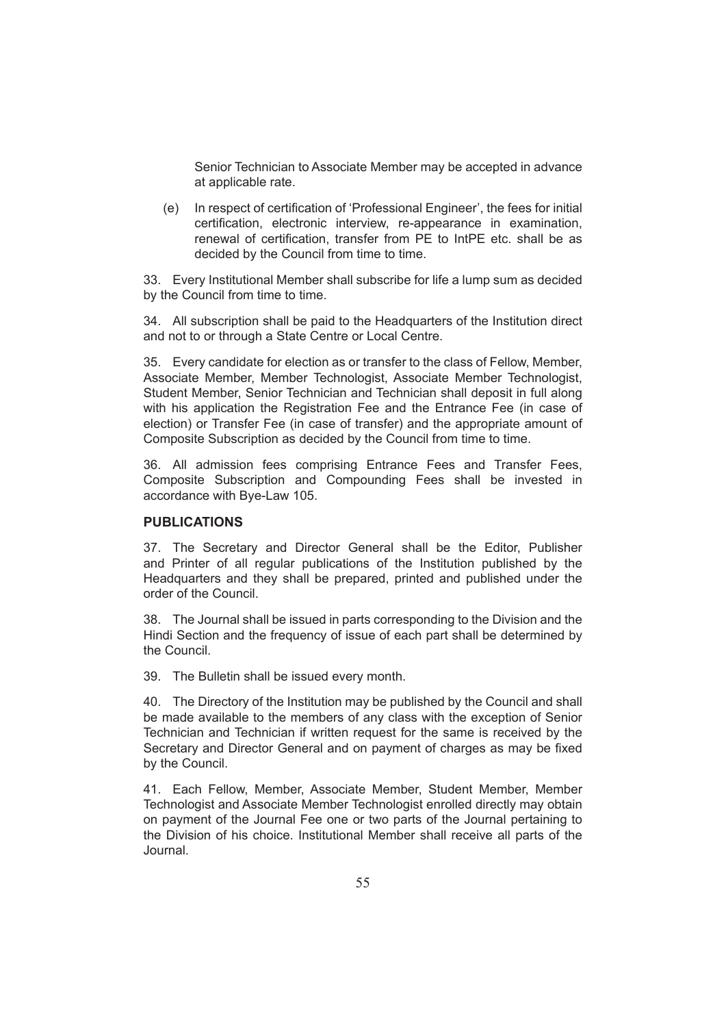Senior Technician to Associate Member may be accepted in advance at applicable rate.

(e) In respect of certification of 'Professional Engineer', the fees for initial certification, electronic interview, re-appearance in examination, renewal of certification, transfer from PE to IntPE etc. shall be as decided by the Council from time to time.

33. Every Institutional Member shall subscribe for life a lump sum as decided by the Council from time to time.

34. All subscription shall be paid to the Headquarters of the Institution direct and not to or through a State Centre or Local Centre.

35. Every candidate for election as or transfer to the class of Fellow, Member, Associate Member, Member Technologist, Associate Member Technologist, Student Member, Senior Technician and Technician shall deposit in full along with his application the Registration Fee and the Entrance Fee (in case of election) or Transfer Fee (in case of transfer) and the appropriate amount of Composite Subscription as decided by the Council from time to time.

36. All admission fees comprising Entrance Fees and Transfer Fees, Composite Subscription and Compounding Fees shall be invested in accordance with Bye-Law 105.

## PUBLICATIONS

37. The Secretary and Director General shall be the Editor, Publisher and Printer of all regular publications of the Institution published by the Headquarters and they shall be prepared, printed and published under the order of the Council.

38. The Journal shall be issued in parts corresponding to the Division and the Hindi Section and the frequency of issue of each part shall be determined by the Council.

39. The Bulletin shall be issued every month.

40. The Directory of the Institution may be published by the Council and shall be made available to the members of any class with the exception of Senior Technician and Technician if written request for the same is received by the Secretary and Director General and on payment of charges as may be fixed by the Council.

41. Each Fellow, Member, Associate Member, Student Member, Member Technologist and Associate Member Technologist enrolled directly may obtain on payment of the Journal Fee one or two parts of the Journal pertaining to the Division of his choice. Institutional Member shall receive all parts of the Journal.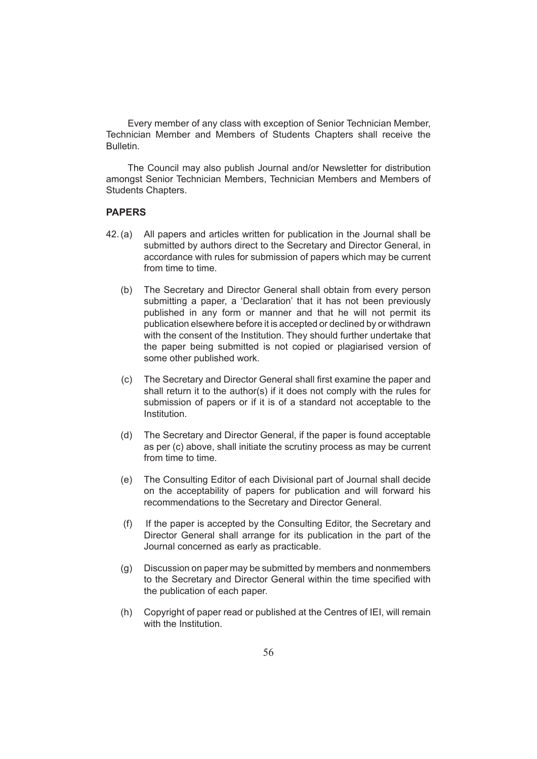Every member of any class with exception of Senior Technician Member, Technician Member and Members of Students Chapters shall receive the Bulletin.

The Council may also publish Journal and/or Newsletter for distribution amongst Senior Technician Members, Technician Members and Members of Students Chapters.

## PAPERS

42. (a) All papers and articles written for publication in the Journal shall be submitted by authors direct to the Secretary and Director General, in accordance with rules for submission of papers which may be current from time to time.

    (b) The Secretary and Director General shall obtain from every person submitting a paper, a 'Declaration' that it has not been previously published in any form or manner and that he will not permit its publication elsewhere before it is accepted or declined by or withdrawn with the consent of the Institution. They should further undertake that the paper being submitted is not copied or plagiarised version of some other published work.

    (c) The Secretary and Director General shall first examine the paper and shall return it to the author(s) if it does not comply with the rules for submission of papers or if it is of a standard not acceptable to the Institution.

    (d) The Secretary and Director General, if the paper is found acceptable as per (c) above, shall initiate the scrutiny process as may be current from time to time.

    (e) The Consulting Editor of each Divisional part of Journal shall decide on the acceptability of papers for publication and will forward his recommendations to the Secretary and Director General.

    (f) If the paper is accepted by the Consulting Editor, the Secretary and Director General shall arrange for its publication in the part of the Journal concerned as early as practicable.

    (g) Discussion on paper may be submitted by members and nonmembers to the Secretary and Director General within the time specified with the publication of each paper.

    (h) Copyright of paper read or published at the Centres of IEI, will remain with the Institution.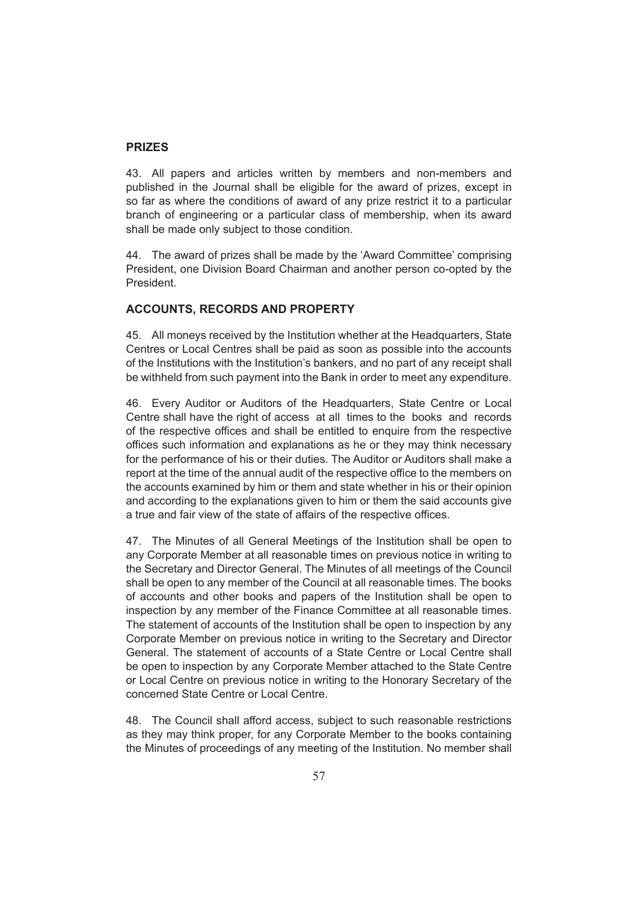## PRIZES

43. All papers and articles written by members and non-members and published in the Journal shall be eligible for the award of prizes, except in so far as where the conditions of award of any prize restrict it to a particular branch of engineering or a particular class of membership, when its award shall be made only subject to those condition.

44. The award of prizes shall be made by the 'Award Committee' comprising President, one Division Board Chairman and another person co-opted by the President.

## ACCOUNTS, RECORDS AND PROPERTY

45. All moneys received by the Institution whether at the Headquarters, State Centres or Local Centres shall be paid as soon as possible into the accounts of the Institutions with the Institution's bankers, and no part of any receipt shall be withheld from such payment into the Bank in order to meet any expenditure.

46. Every Auditor or Auditors of the Headquarters, State Centre or Local Centre shall have the right of access at all times to the books and records of the respective offices and shall be entitled to enquire from the respective offices such information and explanations as he or they may think necessary for the performance of his or their duties. The Auditor or Auditors shall make a report at the time of the annual audit of the respective office to the members on the accounts examined by him or them and state whether in his or their opinion and according to the explanations given to him or them the said accounts give a true and fair view of the state of affairs of the respective offices.

47. The Minutes of all General Meetings of the Institution shall be open to any Corporate Member at all reasonable times on previous notice in writing to the Secretary and Director General. The Minutes of all meetings of the Council shall be open to any member of the Council at all reasonable times. The books of accounts and other books and papers of the Institution shall be open to inspection by any member of the Finance Committee at all reasonable times. The statement of accounts of the Institution shall be open to inspection by any Corporate Member on previous notice in writing to the Secretary and Director General. The statement of accounts of a State Centre or Local Centre shall be open to inspection by any Corporate Member attached to the State Centre or Local Centre on previous notice in writing to the Honorary Secretary of the concerned State Centre or Local Centre.

48. The Council shall afford access, subject to such reasonable restrictions as they may think proper, for any Corporate Member to the books containing the Minutes of proceedings of any meeting of the Institution. No member shall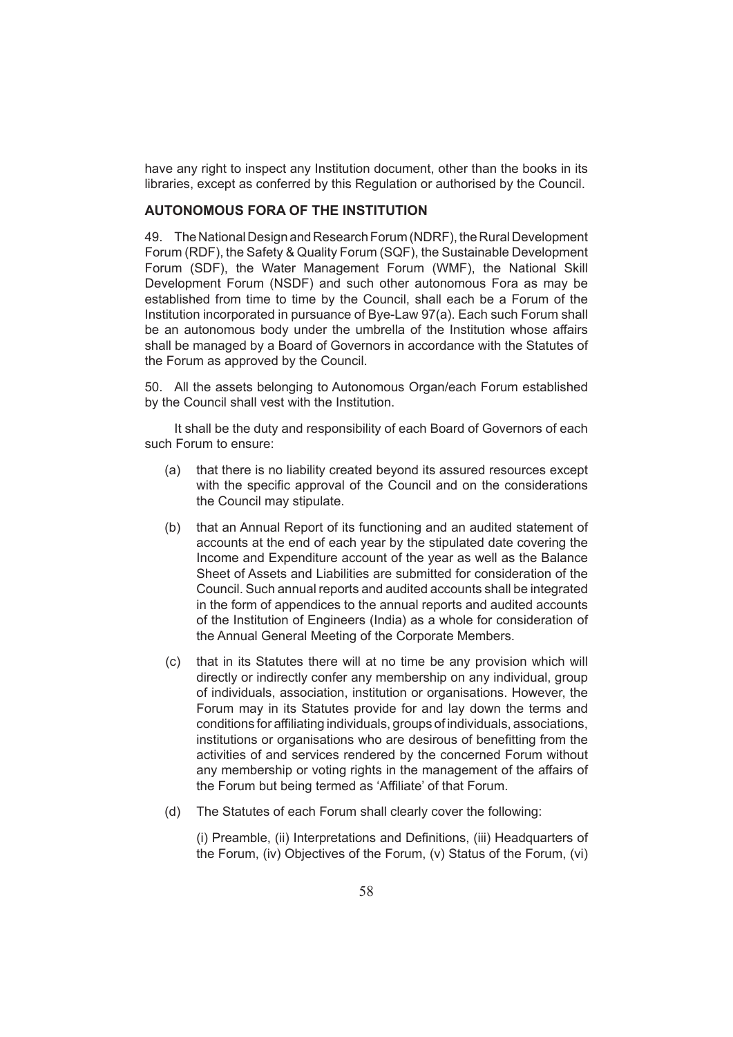have any right to inspect any Institution document, other than the books in its libraries, except as conferred by this Regulation or authorised by the Council.

## AUTONOMOUS FORA OF THE INSTITUTION

49. The National Design and Research Forum (NDRF), the Rural Development Forum (RDF), the Safety & Quality Forum (SQF), the Sustainable Development Forum (SDF), the Water Management Forum (WMF), the National Skill Development Forum (NSDF) and such other autonomous Fora as may be established from time to time by the Council, shall each be a Forum of the Institution incorporated in pursuance of Bye-Law 97(a). Each such Forum shall be an autonomous body under the umbrella of the Institution whose affairs shall be managed by a Board of Governors in accordance with the Statutes of the Forum as approved by the Council.

50. All the assets belonging to Autonomous Organ/each Forum established by the Council shall vest with the Institution.

It shall be the duty and responsibility of each Board of Governors of each such Forum to ensure:

(a) that there is no liability created beyond its assured resources except with the specific approval of the Council and on the considerations the Council may stipulate.

(b) that an Annual Report of its functioning and an audited statement of accounts at the end of each year by the stipulated date covering the Income and Expenditure account of the year as well as the Balance Sheet of Assets and Liabilities are submitted for consideration of the Council. Such annual reports and audited accounts shall be integrated in the form of appendices to the annual reports and audited accounts of the Institution of Engineers (India) as a whole for consideration of the Annual General Meeting of the Corporate Members.

(c) that in its Statutes there will at no time be any provision which will directly or indirectly confer any membership on any individual, group of individuals, association, institution or organisations. However, the Forum may in its Statutes provide for and lay down the terms and conditions for affiliating individuals, groups of individuals, associations, institutions or organisations who are desirous of benefitting from the activities of and services rendered by the concerned Forum without any membership or voting rights in the management of the affairs of the Forum but being termed as 'Affiliate' of that Forum.

(d) The Statutes of each Forum shall clearly cover the following:

(i) Preamble, (ii) Interpretations and Definitions, (iii) Headquarters of the Forum, (iv) Objectives of the Forum, (v) Status of the Forum, (vi)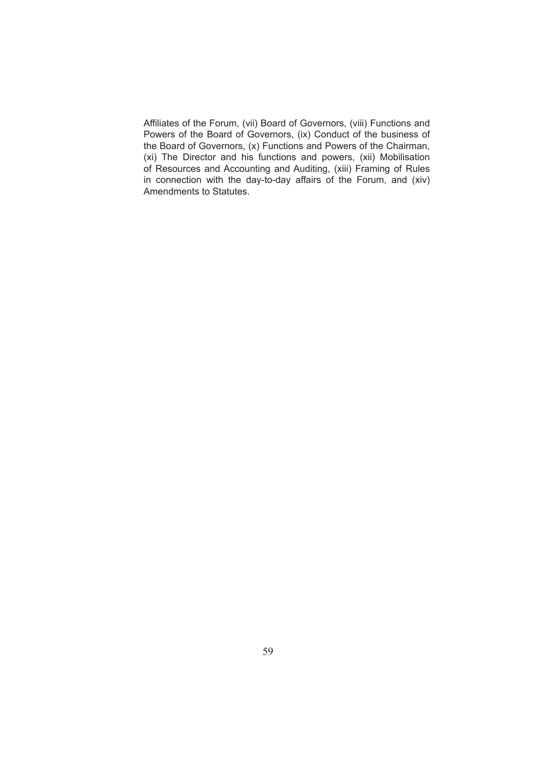Affiliates of the Forum, (vii) Board of Governors, (viii) Functions and Powers of the Board of Governors, (ix) Conduct of the business of the Board of Governors, (x) Functions and Powers of the Chairman, (xi) The Director and his functions and powers, (xii) Mobilisation of Resources and Accounting and Auditing, (xiii) Framing of Rules in connection with the day-to-day affairs of the Forum, and (xiv) Amendments to Statutes.